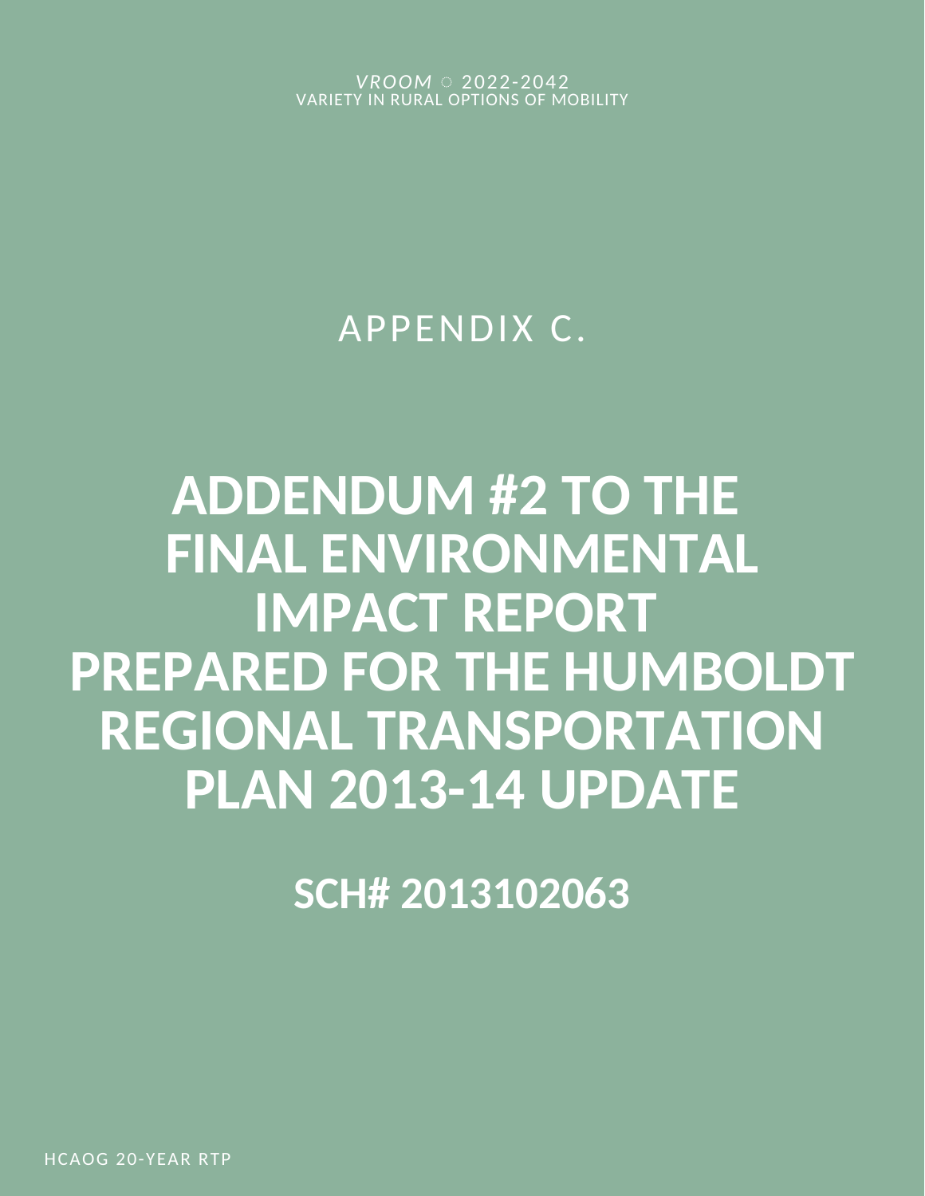*VROOM* ○ 2022-2042
VARIETY IN RURAL OPTIONS OF MOBILITY

APPENDIX C.

# ADDENDUM #2 TO THE FINAL ENVIRONMENTAL IMPACT REPORT PREPARED FOR THE HUMBOLDT REGIONAL TRANSPORTATION PLAN 2013-14 UPDATE

## SCH# 2013102063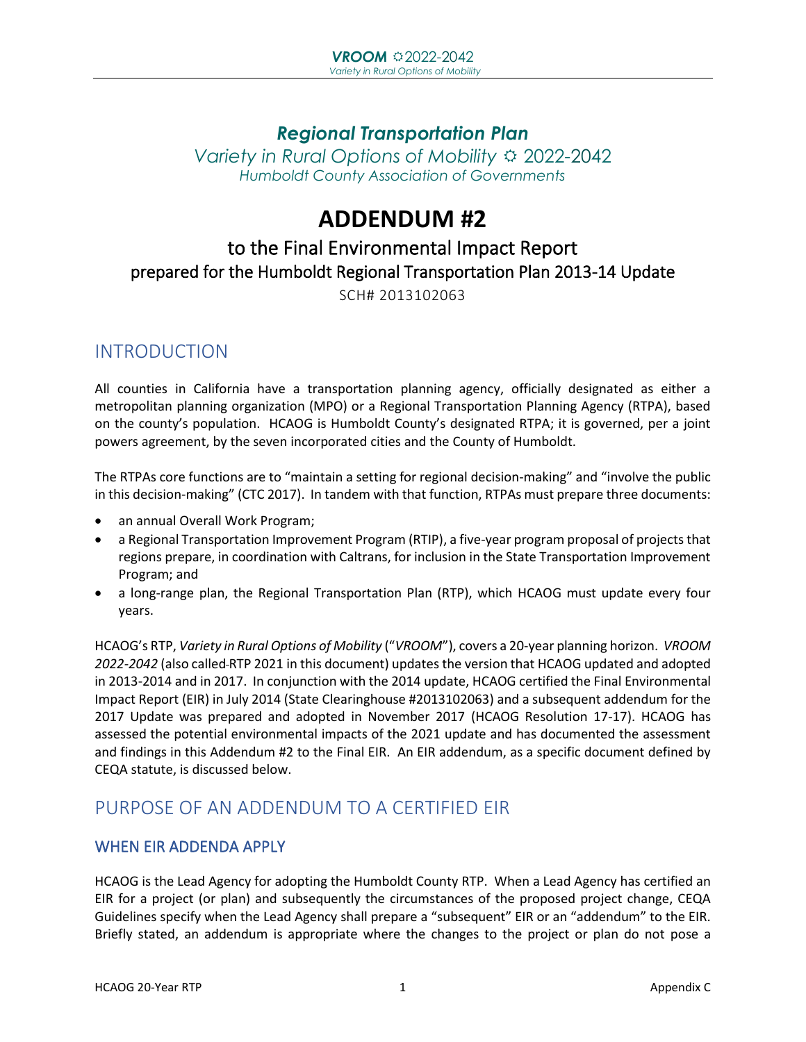## *Regional Transportation Plan*

*Variety in Rural Options of Mobility ☼ 2022-2042*

*Humboldt County Association of Governments*

# ADDENDUM #2

## to the Final Environmental Impact Report prepared for the Humboldt Regional Transportation Plan 2013-14 Update

SCH# 2013102063

## INTRODUCTION

All counties in California have a transportation planning agency, officially designated as either a metropolitan planning organization (MPO) or a Regional Transportation Planning Agency (RTPA), based on the county's population. HCAOG is Humboldt County's designated RTPA; it is governed, per a joint powers agreement, by the seven incorporated cities and the County of Humboldt.

The RTPAs core functions are to "maintain a setting for regional decision-making" and "involve the public in this decision-making" (CTC 2017). In tandem with that function, RTPAs must prepare three documents:

- an annual Overall Work Program;
- a Regional Transportation Improvement Program (RTIP), a five-year program proposal of projects that regions prepare, in coordination with Caltrans, for inclusion in the State Transportation Improvement Program; and
- a long-range plan, the Regional Transportation Plan (RTP), which HCAOG must update every four years.

HCAOG's RTP, *Variety in Rural Options of Mobility* ("*VROOM*"), covers a 20-year planning horizon. *VROOM 2022-2042* (also called RTP 2021 in this document) updates the version that HCAOG updated and adopted in 2013-2014 and in 2017. In conjunction with the 2014 update, HCAOG certified the Final Environmental Impact Report (EIR) in July 2014 (State Clearinghouse #2013102063) and a subsequent addendum for the 2017 Update was prepared and adopted in November 2017 (HCAOG Resolution 17-17). HCAOG has assessed the potential environmental impacts of the 2021 update and has documented the assessment and findings in this Addendum #2 to the Final EIR. An EIR addendum, as a specific document defined by CEQA statute, is discussed below.

## PURPOSE OF AN ADDENDUM TO A CERTIFIED EIR

### WHEN EIR ADDENDA APPLY

HCAOG is the Lead Agency for adopting the Humboldt County RTP. When a Lead Agency has certified an EIR for a project (or plan) and subsequently the circumstances of the proposed project change, CEQA Guidelines specify when the Lead Agency shall prepare a "subsequent" EIR or an "addendum" to the EIR. Briefly stated, an addendum is appropriate where the changes to the project or plan do not pose a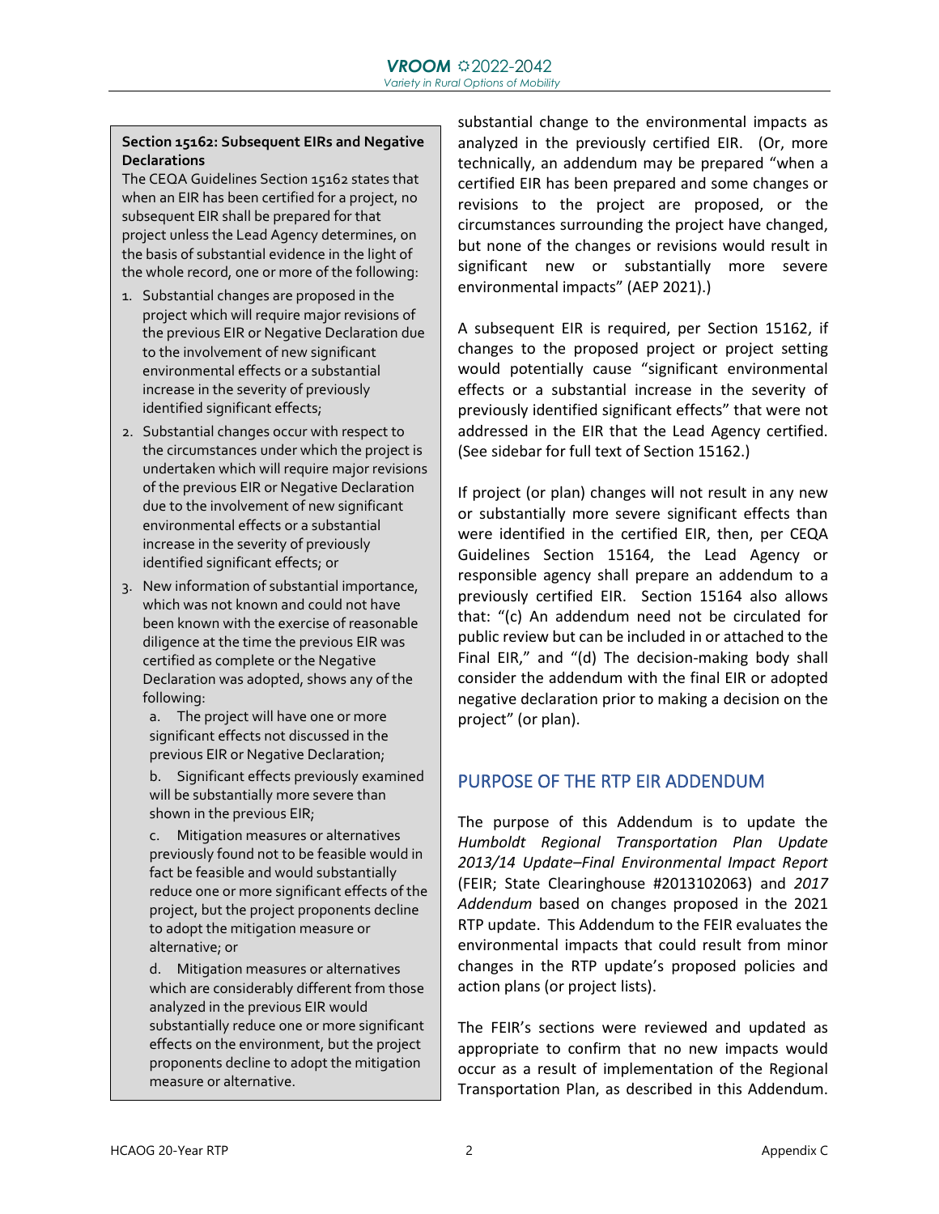**Section 15162: Subsequent EIRs and Negative Declarations**

The CEQA Guidelines Section 15162 states that when an EIR has been certified for a project, no subsequent EIR shall be prepared for that project unless the Lead Agency determines, on the basis of substantial evidence in the light of the whole record, one or more of the following:

1. Substantial changes are proposed in the project which will require major revisions of the previous EIR or Negative Declaration due to the involvement of new significant environmental effects or a substantial increase in the severity of previously identified significant effects;
2. Substantial changes occur with respect to the circumstances under which the project is undertaken which will require major revisions of the previous EIR or Negative Declaration due to the involvement of new significant environmental effects or a substantial increase in the severity of previously identified significant effects; or
3. New information of substantial importance, which was not known and could not have been known with the exercise of reasonable diligence at the time the previous EIR was certified as complete or the Negative Declaration was adopted, shows any of the following:
   a. The project will have one or more significant effects not discussed in the previous EIR or Negative Declaration;
   b. Significant effects previously examined will be substantially more severe than shown in the previous EIR;
   c. Mitigation measures or alternatives previously found not to be feasible would in fact be feasible and would substantially reduce one or more significant effects of the project, but the project proponents decline to adopt the mitigation measure or alternative; or
   d. Mitigation measures or alternatives which are considerably different from those analyzed in the previous EIR would substantially reduce one or more significant effects on the environment, but the project proponents decline to adopt the mitigation measure or alternative.

substantial change to the environmental impacts as analyzed in the previously certified EIR. (Or, more technically, an addendum may be prepared "when a certified EIR has been prepared and some changes or revisions to the project are proposed, or the circumstances surrounding the project have changed, but none of the changes or revisions would result in significant new or substantially more severe environmental impacts" (AEP 2021).)

A subsequent EIR is required, per Section 15162, if changes to the proposed project or project setting would potentially cause "significant environmental effects or a substantial increase in the severity of previously identified significant effects" that were not addressed in the EIR that the Lead Agency certified. (See sidebar for full text of Section 15162.)

If project (or plan) changes will not result in any new or substantially more severe significant effects than were identified in the certified EIR, then, per CEQA Guidelines Section 15164, the Lead Agency or responsible agency shall prepare an addendum to a previously certified EIR. Section 15164 also allows that: "(c) An addendum need not be circulated for public review but can be included in or attached to the Final EIR," and "(d) The decision-making body shall consider the addendum with the final EIR or adopted negative declaration prior to making a decision on the project" (or plan).

## PURPOSE OF THE RTP EIR ADDENDUM

The purpose of this Addendum is to update the *Humboldt Regional Transportation Plan Update 2013/14 Update–Final Environmental Impact Report* (FEIR; State Clearinghouse #2013102063) and *2017 Addendum* based on changes proposed in the 2021 RTP update. This Addendum to the FEIR evaluates the environmental impacts that could result from minor changes in the RTP update's proposed policies and action plans (or project lists).

The FEIR's sections were reviewed and updated as appropriate to confirm that no new impacts would occur as a result of implementation of the Regional Transportation Plan, as described in this Addendum.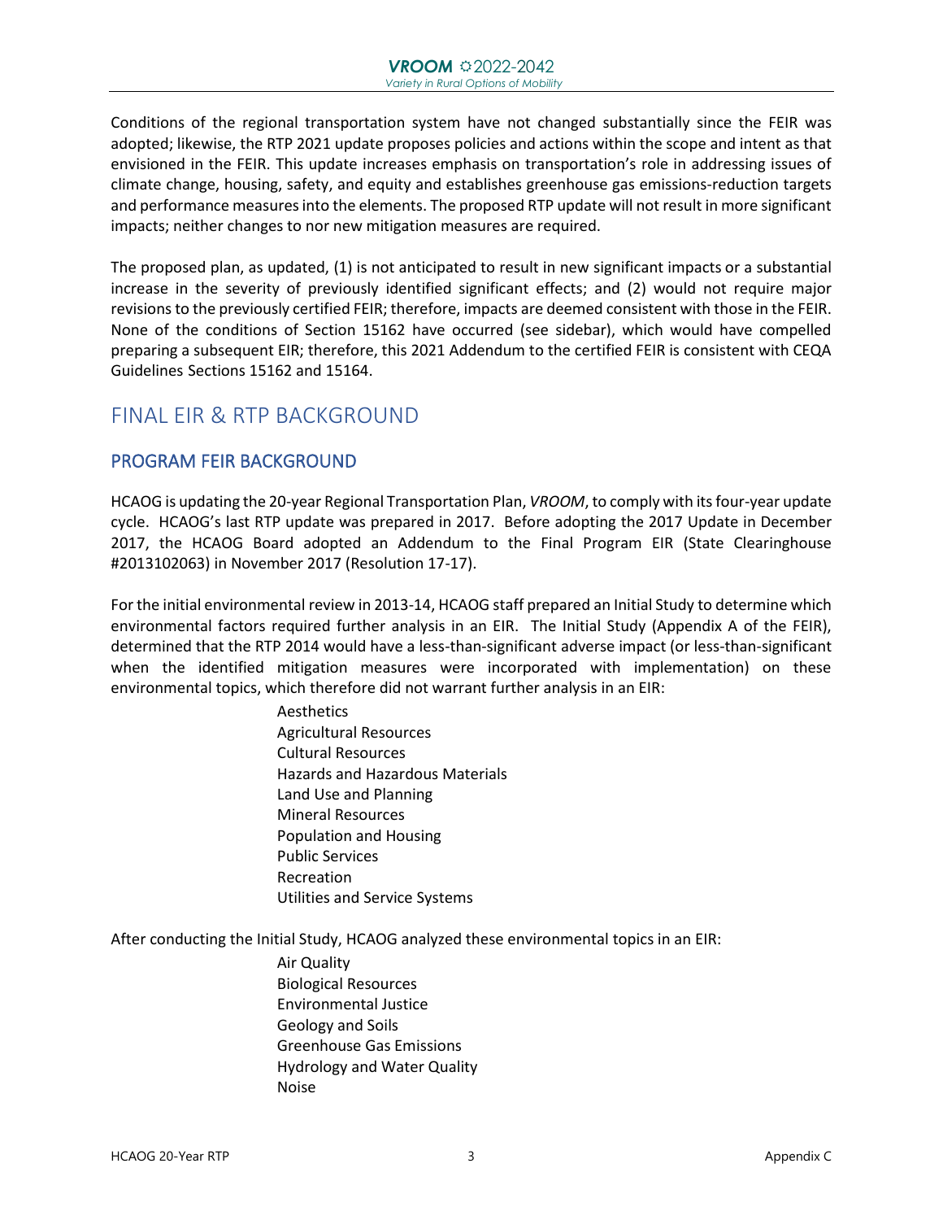Conditions of the regional transportation system have not changed substantially since the FEIR was adopted; likewise, the RTP 2021 update proposes policies and actions within the scope and intent as that envisioned in the FEIR. This update increases emphasis on transportation's role in addressing issues of climate change, housing, safety, and equity and establishes greenhouse gas emissions-reduction targets and performance measures into the elements. The proposed RTP update will not result in more significant impacts; neither changes to nor new mitigation measures are required.

The proposed plan, as updated, (1) is not anticipated to result in new significant impacts or a substantial increase in the severity of previously identified significant effects; and (2) would not require major revisions to the previously certified FEIR; therefore, impacts are deemed consistent with those in the FEIR. None of the conditions of Section 15162 have occurred (see sidebar), which would have compelled preparing a subsequent EIR; therefore, this 2021 Addendum to the certified FEIR is consistent with CEQA Guidelines Sections 15162 and 15164.

# FINAL EIR & RTP BACKGROUND

## PROGRAM FEIR BACKGROUND

HCAOG is updating the 20-year Regional Transportation Plan, *VROOM*, to comply with its four-year update cycle. HCAOG's last RTP update was prepared in 2017. Before adopting the 2017 Update in December 2017, the HCAOG Board adopted an Addendum to the Final Program EIR (State Clearinghouse #2013102063) in November 2017 (Resolution 17-17).

For the initial environmental review in 2013-14, HCAOG staff prepared an Initial Study to determine which environmental factors required further analysis in an EIR. The Initial Study (Appendix A of the FEIR), determined that the RTP 2014 would have a less-than-significant adverse impact (or less-than-significant when the identified mitigation measures were incorporated with implementation) on these environmental topics, which therefore did not warrant further analysis in an EIR:

- Aesthetics
- Agricultural Resources
- Cultural Resources
- Hazards and Hazardous Materials
- Land Use and Planning
- Mineral Resources
- Population and Housing
- Public Services
- Recreation
- Utilities and Service Systems

After conducting the Initial Study, HCAOG analyzed these environmental topics in an EIR:

- Air Quality
- Biological Resources
- Environmental Justice
- Geology and Soils
- Greenhouse Gas Emissions
- Hydrology and Water Quality
- Noise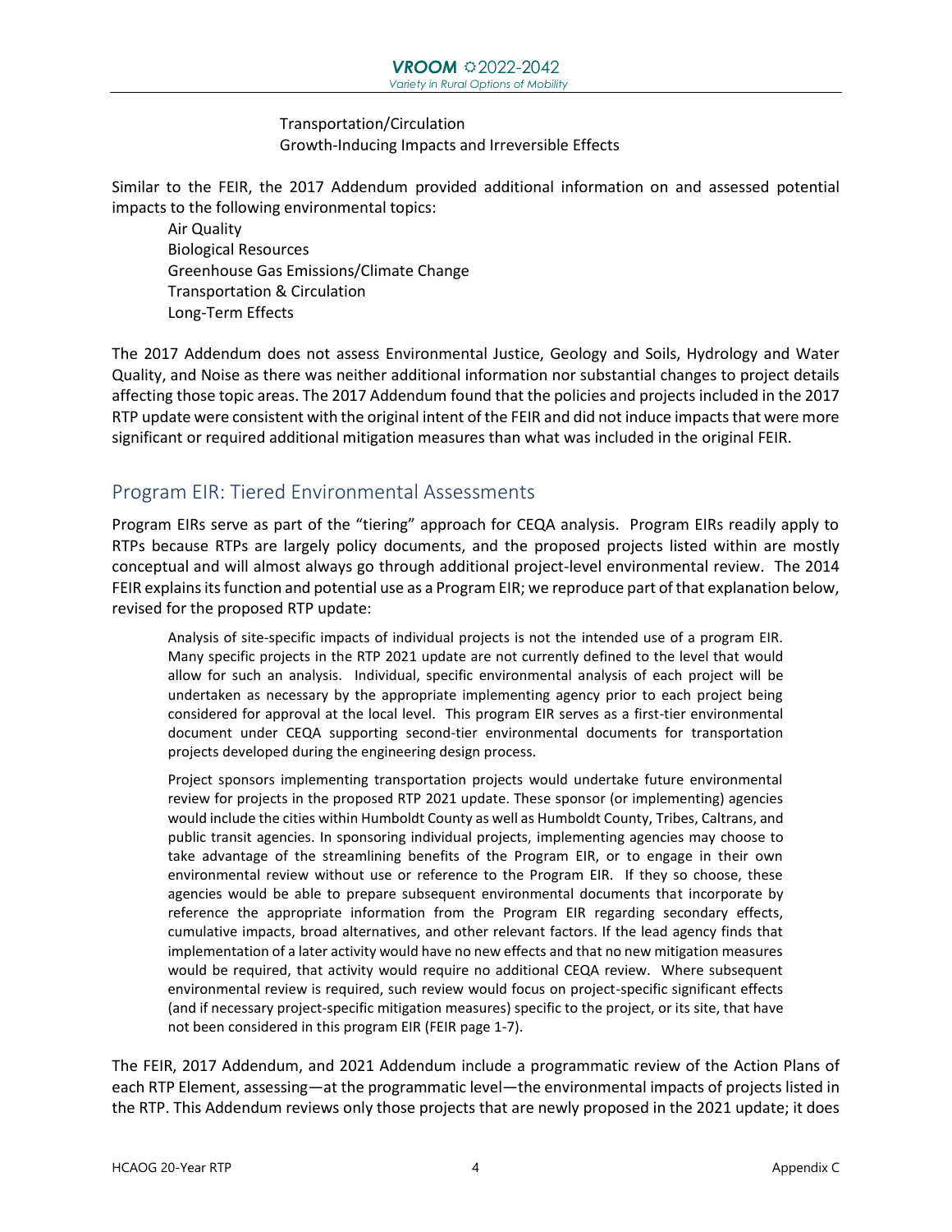Transportation/Circulation
Growth-Inducing Impacts and Irreversible Effects

Similar to the FEIR, the 2017 Addendum provided additional information on and assessed potential impacts to the following environmental topics:

Air Quality
Biological Resources
Greenhouse Gas Emissions/Climate Change
Transportation & Circulation
Long-Term Effects

The 2017 Addendum does not assess Environmental Justice, Geology and Soils, Hydrology and Water Quality, and Noise as there was neither additional information nor substantial changes to project details affecting those topic areas. The 2017 Addendum found that the policies and projects included in the 2017 RTP update were consistent with the original intent of the FEIR and did not induce impacts that were more significant or required additional mitigation measures than what was included in the original FEIR.

## Program EIR: Tiered Environmental Assessments

Program EIRs serve as part of the "tiering" approach for CEQA analysis. Program EIRs readily apply to RTPs because RTPs are largely policy documents, and the proposed projects listed within are mostly conceptual and will almost always go through additional project-level environmental review. The 2014 FEIR explains its function and potential use as a Program EIR; we reproduce part of that explanation below, revised for the proposed RTP update:

> Analysis of site-specific impacts of individual projects is not the intended use of a program EIR. Many specific projects in the RTP 2021 update are not currently defined to the level that would allow for such an analysis. Individual, specific environmental analysis of each project will be undertaken as necessary by the appropriate implementing agency prior to each project being considered for approval at the local level. This program EIR serves as a first-tier environmental document under CEQA supporting second-tier environmental documents for transportation projects developed during the engineering design process.
>
> Project sponsors implementing transportation projects would undertake future environmental review for projects in the proposed RTP 2021 update. These sponsor (or implementing) agencies would include the cities within Humboldt County as well as Humboldt County, Tribes, Caltrans, and public transit agencies. In sponsoring individual projects, implementing agencies may choose to take advantage of the streamlining benefits of the Program EIR, or to engage in their own environmental review without use or reference to the Program EIR. If they so choose, these agencies would be able to prepare subsequent environmental documents that incorporate by reference the appropriate information from the Program EIR regarding secondary effects, cumulative impacts, broad alternatives, and other relevant factors. If the lead agency finds that implementation of a later activity would have no new effects and that no new mitigation measures would be required, that activity would require no additional CEQA review. Where subsequent environmental review is required, such review would focus on project-specific significant effects (and if necessary project-specific mitigation measures) specific to the project, or its site, that have not been considered in this program EIR (FEIR page 1-7).

The FEIR, 2017 Addendum, and 2021 Addendum include a programmatic review of the Action Plans of each RTP Element, assessing—at the programmatic level—the environmental impacts of projects listed in the RTP. This Addendum reviews only those projects that are newly proposed in the 2021 update; it does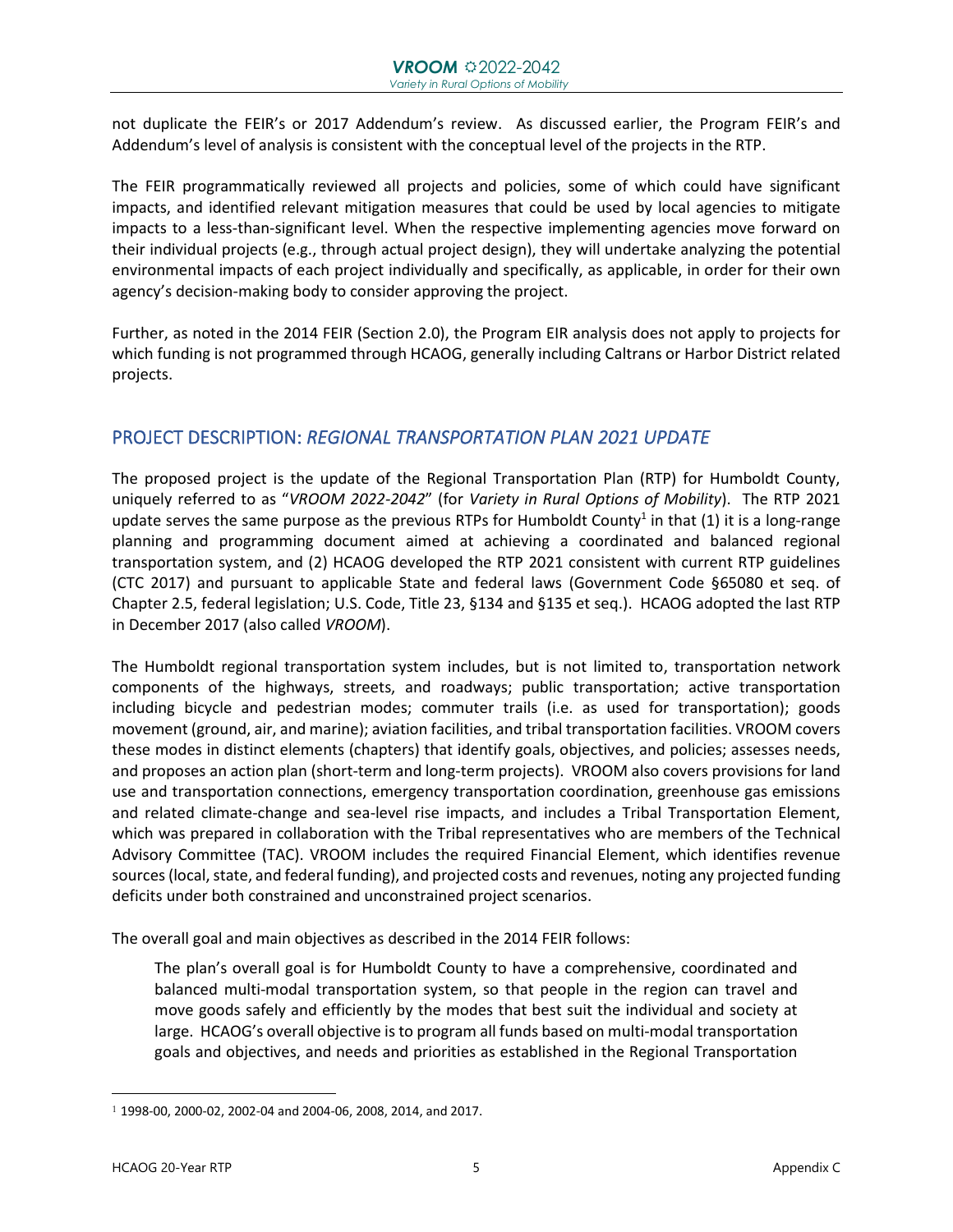not duplicate the FEIR's or 2017 Addendum's review. As discussed earlier, the Program FEIR's and Addendum's level of analysis is consistent with the conceptual level of the projects in the RTP.

The FEIR programmatically reviewed all projects and policies, some of which could have significant impacts, and identified relevant mitigation measures that could be used by local agencies to mitigate impacts to a less-than-significant level. When the respective implementing agencies move forward on their individual projects (e.g., through actual project design), they will undertake analyzing the potential environmental impacts of each project individually and specifically, as applicable, in order for their own agency's decision-making body to consider approving the project.

Further, as noted in the 2014 FEIR (Section 2.0), the Program EIR analysis does not apply to projects for which funding is not programmed through HCAOG, generally including Caltrans or Harbor District related projects.

## PROJECT DESCRIPTION: *REGIONAL TRANSPORTATION PLAN 2021 UPDATE*

The proposed project is the update of the Regional Transportation Plan (RTP) for Humboldt County, uniquely referred to as "*VROOM 2022-2042*" (for *Variety in Rural Options of Mobility*). The RTP 2021 update serves the same purpose as the previous RTPs for Humboldt County[1] in that (1) it is a long-range planning and programming document aimed at achieving a coordinated and balanced regional transportation system, and (2) HCAOG developed the RTP 2021 consistent with current RTP guidelines (CTC 2017) and pursuant to applicable State and federal laws (Government Code §65080 et seq. of Chapter 2.5, federal legislation; U.S. Code, Title 23, §134 and §135 et seq.). HCAOG adopted the last RTP in December 2017 (also called *VROOM*).

The Humboldt regional transportation system includes, but is not limited to, transportation network components of the highways, streets, and roadways; public transportation; active transportation including bicycle and pedestrian modes; commuter trails (i.e. as used for transportation); goods movement (ground, air, and marine); aviation facilities, and tribal transportation facilities. VROOM covers these modes in distinct elements (chapters) that identify goals, objectives, and policies; assesses needs, and proposes an action plan (short-term and long-term projects). VROOM also covers provisions for land use and transportation connections, emergency transportation coordination, greenhouse gas emissions and related climate-change and sea-level rise impacts, and includes a Tribal Transportation Element, which was prepared in collaboration with the Tribal representatives who are members of the Technical Advisory Committee (TAC). VROOM includes the required Financial Element, which identifies revenue sources (local, state, and federal funding), and projected costs and revenues, noting any projected funding deficits under both constrained and unconstrained project scenarios.

The overall goal and main objectives as described in the 2014 FEIR follows:

> The plan's overall goal is for Humboldt County to have a comprehensive, coordinated and balanced multi-modal transportation system, so that people in the region can travel and move goods safely and efficiently by the modes that best suit the individual and society at large. HCAOG's overall objective is to program all funds based on multi-modal transportation goals and objectives, and needs and priorities as established in the Regional Transportation

[1] 1998-00, 2000-02, 2002-04 and 2004-06, 2008, 2014, and 2017.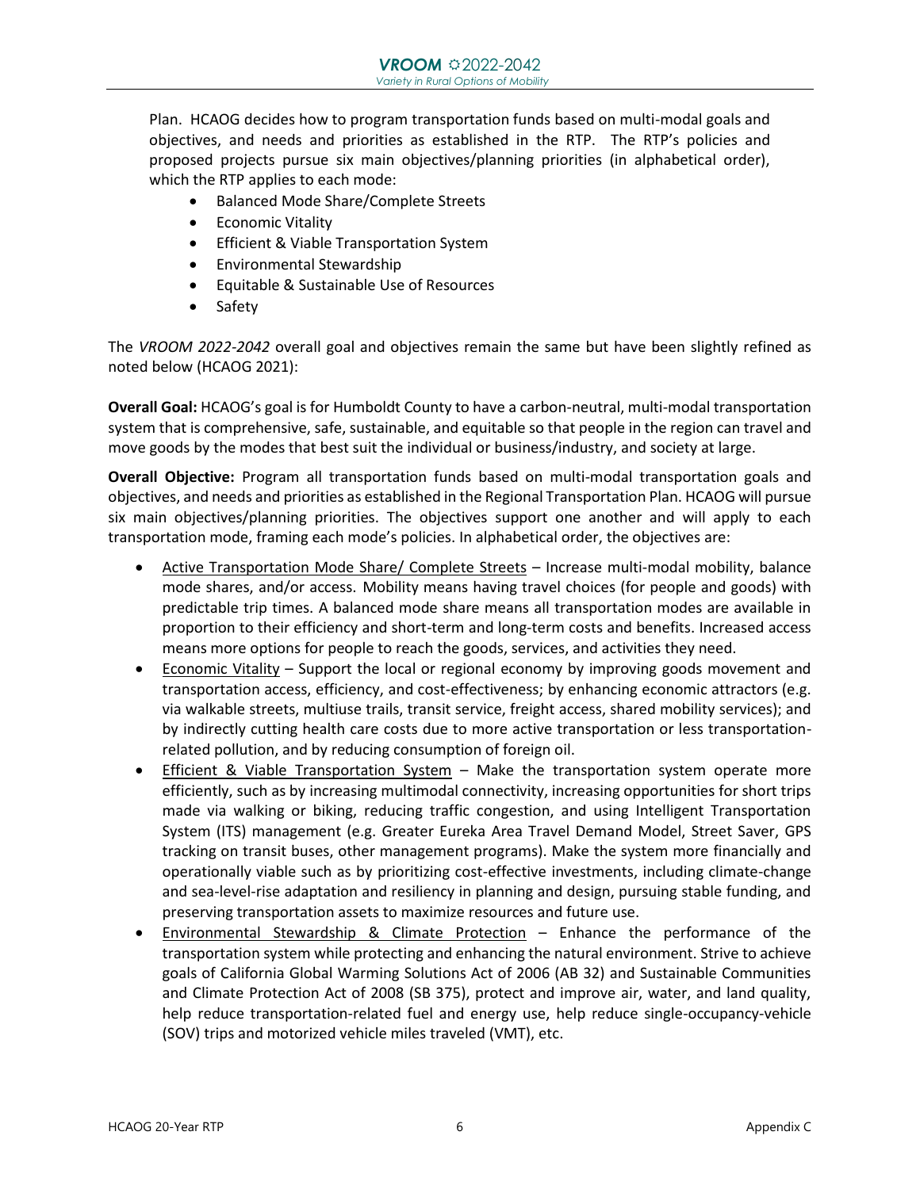Plan. HCAOG decides how to program transportation funds based on multi-modal goals and objectives, and needs and priorities as established in the RTP. The RTP's policies and proposed projects pursue six main objectives/planning priorities (in alphabetical order), which the RTP applies to each mode:

- Balanced Mode Share/Complete Streets
- Economic Vitality
- Efficient & Viable Transportation System
- Environmental Stewardship
- Equitable & Sustainable Use of Resources
- Safety

The *VROOM 2022-2042* overall goal and objectives remain the same but have been slightly refined as noted below (HCAOG 2021):

**Overall Goal:** HCAOG's goal is for Humboldt County to have a carbon-neutral, multi-modal transportation system that is comprehensive, safe, sustainable, and equitable so that people in the region can travel and move goods by the modes that best suit the individual or business/industry, and society at large.

**Overall Objective:** Program all transportation funds based on multi-modal transportation goals and objectives, and needs and priorities as established in the Regional Transportation Plan. HCAOG will pursue six main objectives/planning priorities. The objectives support one another and will apply to each transportation mode, framing each mode's policies. In alphabetical order, the objectives are:

- <u>Active Transportation Mode Share/ Complete Streets</u> – Increase multi-modal mobility, balance mode shares, and/or access. Mobility means having travel choices (for people and goods) with predictable trip times. A balanced mode share means all transportation modes are available in proportion to their efficiency and short-term and long-term costs and benefits. Increased access means more options for people to reach the goods, services, and activities they need.
- <u>Economic Vitality</u> – Support the local or regional economy by improving goods movement and transportation access, efficiency, and cost-effectiveness; by enhancing economic attractors (e.g. via walkable streets, multiuse trails, transit service, freight access, shared mobility services); and by indirectly cutting health care costs due to more active transportation or less transportation-related pollution, and by reducing consumption of foreign oil.
- <u>Efficient & Viable Transportation System</u> – Make the transportation system operate more efficiently, such as by increasing multimodal connectivity, increasing opportunities for short trips made via walking or biking, reducing traffic congestion, and using Intelligent Transportation System (ITS) management (e.g. Greater Eureka Area Travel Demand Model, Street Saver, GPS tracking on transit buses, other management programs). Make the system more financially and operationally viable such as by prioritizing cost-effective investments, including climate-change and sea-level-rise adaptation and resiliency in planning and design, pursuing stable funding, and preserving transportation assets to maximize resources and future use.
- <u>Environmental Stewardship & Climate Protection</u> – Enhance the performance of the transportation system while protecting and enhancing the natural environment. Strive to achieve goals of California Global Warming Solutions Act of 2006 (AB 32) and Sustainable Communities and Climate Protection Act of 2008 (SB 375), protect and improve air, water, and land quality, help reduce transportation-related fuel and energy use, help reduce single-occupancy-vehicle (SOV) trips and motorized vehicle miles traveled (VMT), etc.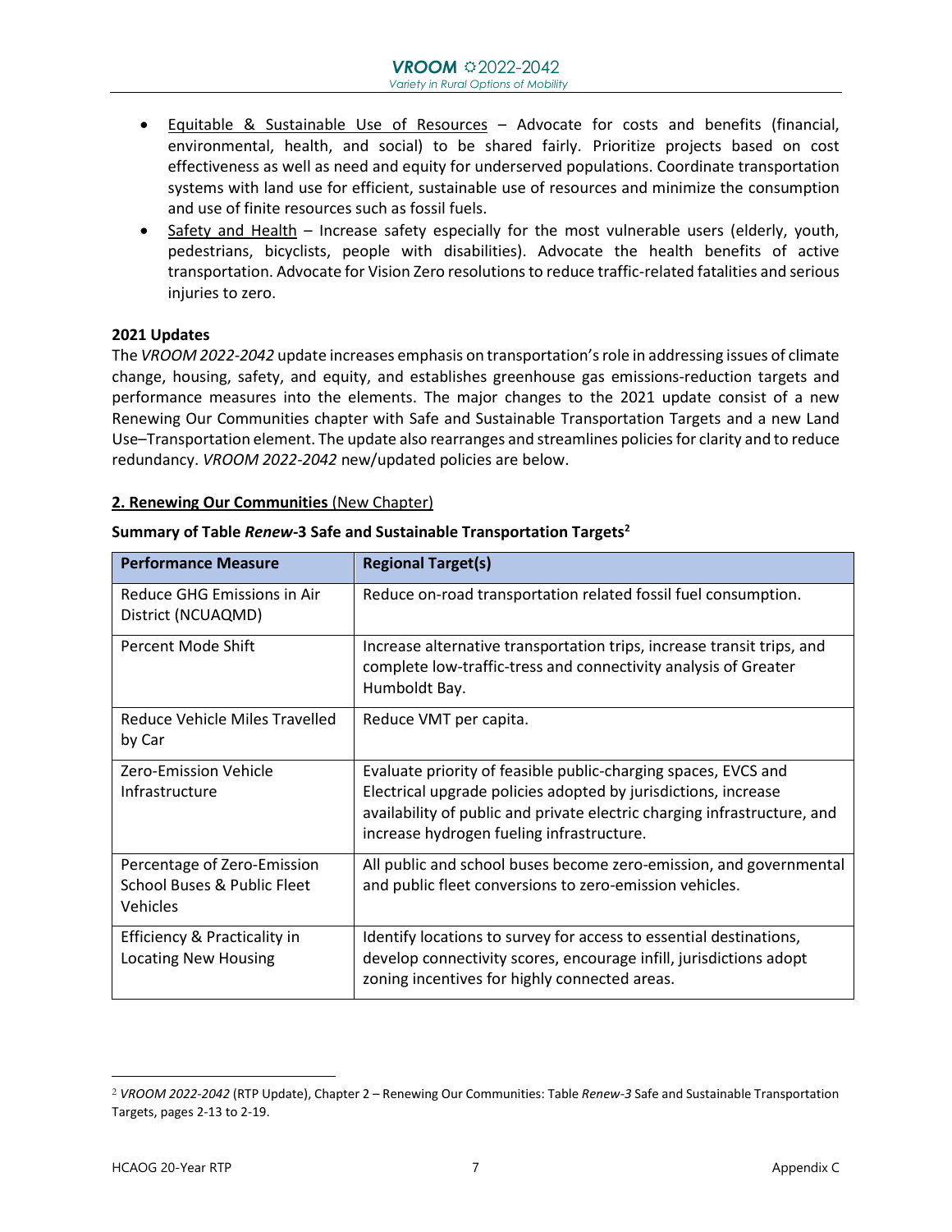- Equitable & Sustainable Use of Resources – Advocate for costs and benefits (financial, environmental, health, and social) to be shared fairly. Prioritize projects based on cost effectiveness as well as need and equity for underserved populations. Coordinate transportation systems with land use for efficient, sustainable use of resources and minimize the consumption and use of finite resources such as fossil fuels.
- Safety and Health – Increase safety especially for the most vulnerable users (elderly, youth, pedestrians, bicyclists, people with disabilities). Advocate the health benefits of active transportation. Advocate for Vision Zero resolutions to reduce traffic-related fatalities and serious injuries to zero.

**2021 Updates**

The *VROOM 2022-2042* update increases emphasis on transportation's role in addressing issues of climate change, housing, safety, and equity, and establishes greenhouse gas emissions-reduction targets and performance measures into the elements. The major changes to the 2021 update consist of a new Renewing Our Communities chapter with Safe and Sustainable Transportation Targets and a new Land Use–Transportation element. The update also rearranges and streamlines policies for clarity and to reduce redundancy. *VROOM 2022-2042* new/updated policies are below.

**2. Renewing Our Communities** (New Chapter)

**Summary of Table *Renew*-3 Safe and Sustainable Transportation Targets**[2]

| Performance Measure | Regional Target(s) |
|---|---|
| Reduce GHG Emissions in Air District (NCUAQMD) | Reduce on-road transportation related fossil fuel consumption. |
| Percent Mode Shift | Increase alternative transportation trips, increase transit trips, and complete low-traffic-tress and connectivity analysis of Greater Humboldt Bay. |
| Reduce Vehicle Miles Travelled by Car | Reduce VMT per capita. |
| Zero-Emission Vehicle Infrastructure | Evaluate priority of feasible public-charging spaces, EVCS and Electrical upgrade policies adopted by jurisdictions, increase availability of public and private electric charging infrastructure, and increase hydrogen fueling infrastructure. |
| Percentage of Zero-Emission School Buses & Public Fleet Vehicles | All public and school buses become zero-emission, and governmental and public fleet conversions to zero-emission vehicles. |
| Efficiency & Practicality in Locating New Housing | Identify locations to survey for access to essential destinations, develop connectivity scores, encourage infill, jurisdictions adopt zoning incentives for highly connected areas. |

[2] *VROOM 2022-2042* (RTP Update), Chapter 2 – Renewing Our Communities: Table *Renew-3* Safe and Sustainable Transportation Targets, pages 2-13 to 2-19.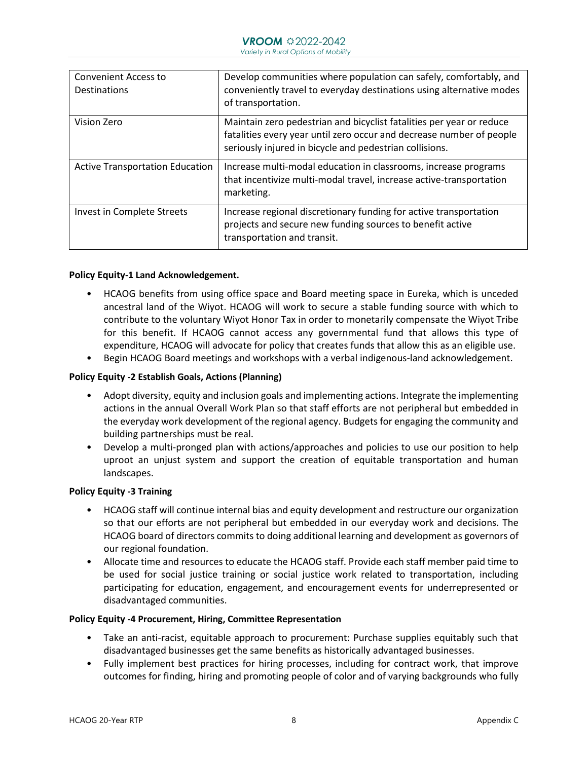| Convenient Access to Destinations | Develop communities where population can safely, comfortably, and conveniently travel to everyday destinations using alternative modes of transportation. |
|---|---|
| Vision Zero | Maintain zero pedestrian and bicyclist fatalities per year or reduce fatalities every year until zero occur and decrease number of people seriously injured in bicycle and pedestrian collisions. |
| Active Transportation Education | Increase multi-modal education in classrooms, increase programs that incentivize multi-modal travel, increase active-transportation marketing. |
| Invest in Complete Streets | Increase regional discretionary funding for active transportation projects and secure new funding sources to benefit active transportation and transit. |

**Policy Equity-1 Land Acknowledgement.**

- HCAOG benefits from using office space and Board meeting space in Eureka, which is unceded ancestral land of the Wiyot. HCAOG will work to secure a stable funding source with which to contribute to the voluntary Wiyot Honor Tax in order to monetarily compensate the Wiyot Tribe for this benefit. If HCAOG cannot access any governmental fund that allows this type of expenditure, HCAOG will advocate for policy that creates funds that allow this as an eligible use.
- Begin HCAOG Board meetings and workshops with a verbal indigenous-land acknowledgement.

**Policy Equity -2 Establish Goals, Actions (Planning)**

- Adopt diversity, equity and inclusion goals and implementing actions. Integrate the implementing actions in the annual Overall Work Plan so that staff efforts are not peripheral but embedded in the everyday work development of the regional agency. Budgets for engaging the community and building partnerships must be real.
- Develop a multi-pronged plan with actions/approaches and policies to use our position to help uproot an unjust system and support the creation of equitable transportation and human landscapes.

**Policy Equity -3 Training**

- HCAOG staff will continue internal bias and equity development and restructure our organization so that our efforts are not peripheral but embedded in our everyday work and decisions. The HCAOG board of directors commits to doing additional learning and development as governors of our regional foundation.
- Allocate time and resources to educate the HCAOG staff. Provide each staff member paid time to be used for social justice training or social justice work related to transportation, including participating for education, engagement, and encouragement events for underrepresented or disadvantaged communities.

**Policy Equity -4 Procurement, Hiring, Committee Representation**

- Take an anti-racist, equitable approach to procurement: Purchase supplies equitably such that disadvantaged businesses get the same benefits as historically advantaged businesses.
- Fully implement best practices for hiring processes, including for contract work, that improve outcomes for finding, hiring and promoting people of color and of varying backgrounds who fully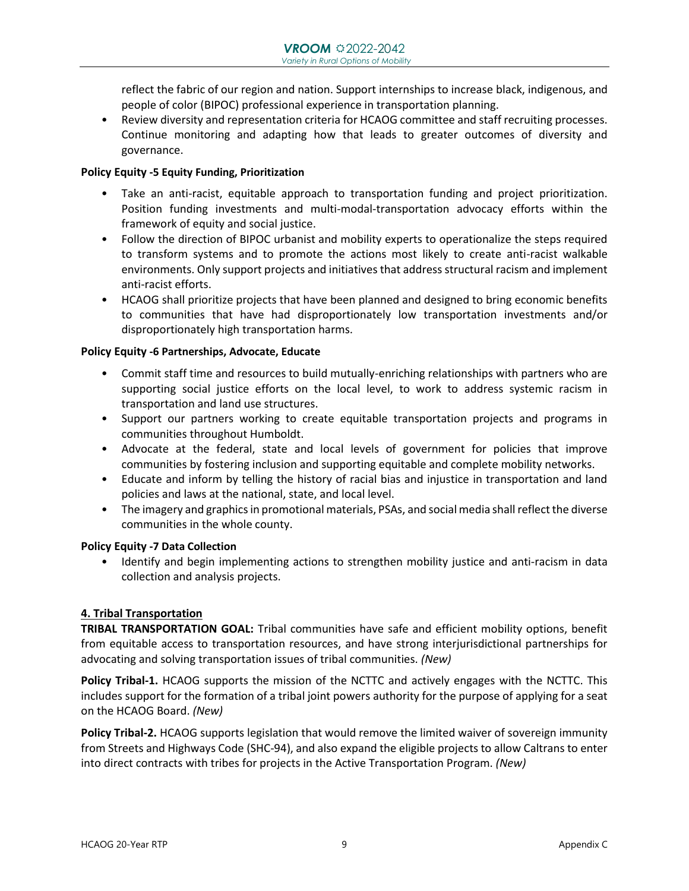reflect the fabric of our region and nation. Support internships to increase black, indigenous, and people of color (BIPOC) professional experience in transportation planning.

- Review diversity and representation criteria for HCAOG committee and staff recruiting processes. Continue monitoring and adapting how that leads to greater outcomes of diversity and governance.

**Policy Equity -5 Equity Funding, Prioritization**

- Take an anti-racist, equitable approach to transportation funding and project prioritization. Position funding investments and multi-modal-transportation advocacy efforts within the framework of equity and social justice.
- Follow the direction of BIPOC urbanist and mobility experts to operationalize the steps required to transform systems and to promote the actions most likely to create anti-racist walkable environments. Only support projects and initiatives that address structural racism and implement anti-racist efforts.
- HCAOG shall prioritize projects that have been planned and designed to bring economic benefits to communities that have had disproportionately low transportation investments and/or disproportionately high transportation harms.

**Policy Equity -6 Partnerships, Advocate, Educate**

- Commit staff time and resources to build mutually-enriching relationships with partners who are supporting social justice efforts on the local level, to work to address systemic racism in transportation and land use structures.
- Support our partners working to create equitable transportation projects and programs in communities throughout Humboldt.
- Advocate at the federal, state and local levels of government for policies that improve communities by fostering inclusion and supporting equitable and complete mobility networks.
- Educate and inform by telling the history of racial bias and injustice in transportation and land policies and laws at the national, state, and local level.
- The imagery and graphics in promotional materials, PSAs, and social media shall reflect the diverse communities in the whole county.

**Policy Equity -7 Data Collection**

- Identify and begin implementing actions to strengthen mobility justice and anti-racism in data collection and analysis projects.

## 4. Tribal Transportation

**TRIBAL TRANSPORTATION GOAL:** Tribal communities have safe and efficient mobility options, benefit from equitable access to transportation resources, and have strong interjurisdictional partnerships for advocating and solving transportation issues of tribal communities. *(New)*

**Policy Tribal-1.** HCAOG supports the mission of the NCTTC and actively engages with the NCTTC. This includes support for the formation of a tribal joint powers authority for the purpose of applying for a seat on the HCAOG Board. *(New)*

**Policy Tribal-2.** HCAOG supports legislation that would remove the limited waiver of sovereign immunity from Streets and Highways Code (SHC-94), and also expand the eligible projects to allow Caltrans to enter into direct contracts with tribes for projects in the Active Transportation Program. *(New)*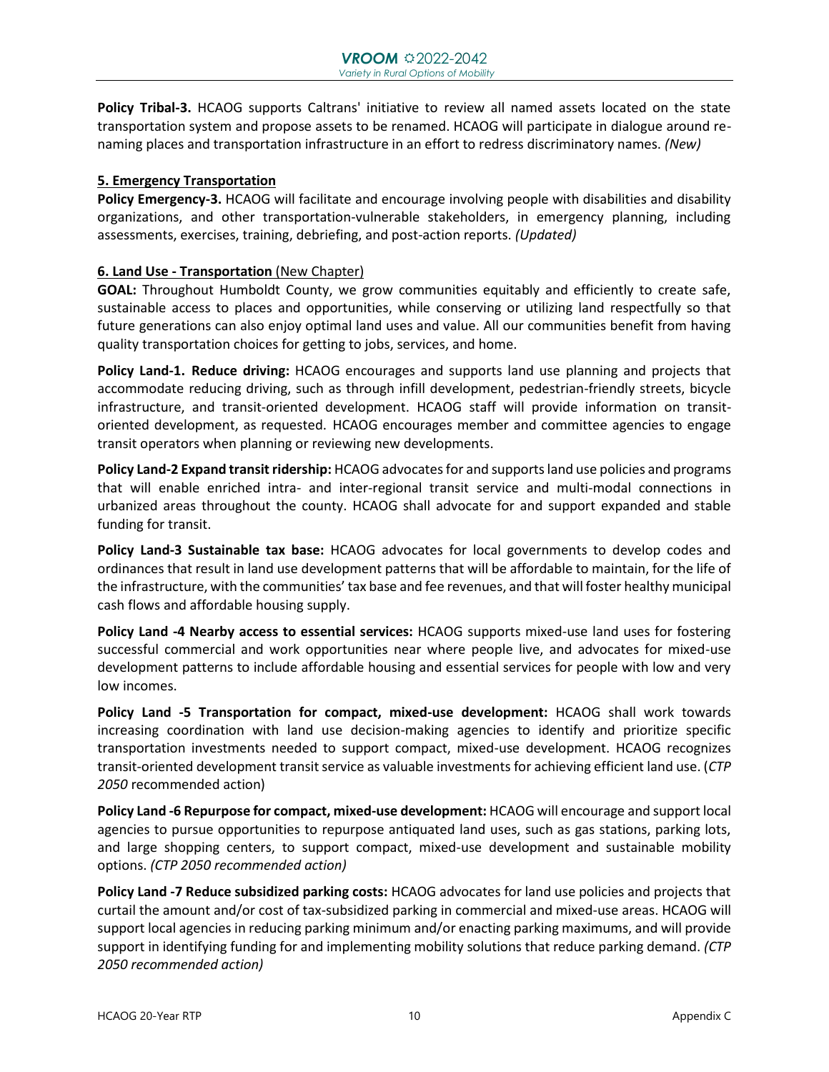**Policy Tribal-3.** HCAOG supports Caltrans' initiative to review all named assets located on the state transportation system and propose assets to be renamed. HCAOG will participate in dialogue around re-naming places and transportation infrastructure in an effort to redress discriminatory names. *(New)*

**5. Emergency Transportation**

**Policy Emergency-3.** HCAOG will facilitate and encourage involving people with disabilities and disability organizations, and other transportation-vulnerable stakeholders, in emergency planning, including assessments, exercises, training, debriefing, and post-action reports. *(Updated)*

**6. Land Use - Transportation** (New Chapter)

**GOAL:** Throughout Humboldt County, we grow communities equitably and efficiently to create safe, sustainable access to places and opportunities, while conserving or utilizing land respectfully so that future generations can also enjoy optimal land uses and value. All our communities benefit from having quality transportation choices for getting to jobs, services, and home.

**Policy Land-1. Reduce driving:** HCAOG encourages and supports land use planning and projects that accommodate reducing driving, such as through infill development, pedestrian-friendly streets, bicycle infrastructure, and transit-oriented development. HCAOG staff will provide information on transit-oriented development, as requested. HCAOG encourages member and committee agencies to engage transit operators when planning or reviewing new developments.

**Policy Land-2 Expand transit ridership:** HCAOG advocates for and supports land use policies and programs that will enable enriched intra- and inter-regional transit service and multi-modal connections in urbanized areas throughout the county. HCAOG shall advocate for and support expanded and stable funding for transit.

**Policy Land-3 Sustainable tax base:** HCAOG advocates for local governments to develop codes and ordinances that result in land use development patterns that will be affordable to maintain, for the life of the infrastructure, with the communities' tax base and fee revenues, and that will foster healthy municipal cash flows and affordable housing supply.

**Policy Land -4 Nearby access to essential services:** HCAOG supports mixed-use land uses for fostering successful commercial and work opportunities near where people live, and advocates for mixed-use development patterns to include affordable housing and essential services for people with low and very low incomes.

**Policy Land -5 Transportation for compact, mixed-use development:** HCAOG shall work towards increasing coordination with land use decision-making agencies to identify and prioritize specific transportation investments needed to support compact, mixed-use development. HCAOG recognizes transit-oriented development transit service as valuable investments for achieving efficient land use. (*CTP 2050* recommended action)

**Policy Land -6 Repurpose for compact, mixed-use development:** HCAOG will encourage and support local agencies to pursue opportunities to repurpose antiquated land uses, such as gas stations, parking lots, and large shopping centers, to support compact, mixed-use development and sustainable mobility options. *(CTP 2050 recommended action)*

**Policy Land -7 Reduce subsidized parking costs:** HCAOG advocates for land use policies and projects that curtail the amount and/or cost of tax-subsidized parking in commercial and mixed-use areas. HCAOG will support local agencies in reducing parking minimum and/or enacting parking maximums, and will provide support in identifying funding for and implementing mobility solutions that reduce parking demand. *(CTP 2050 recommended action)*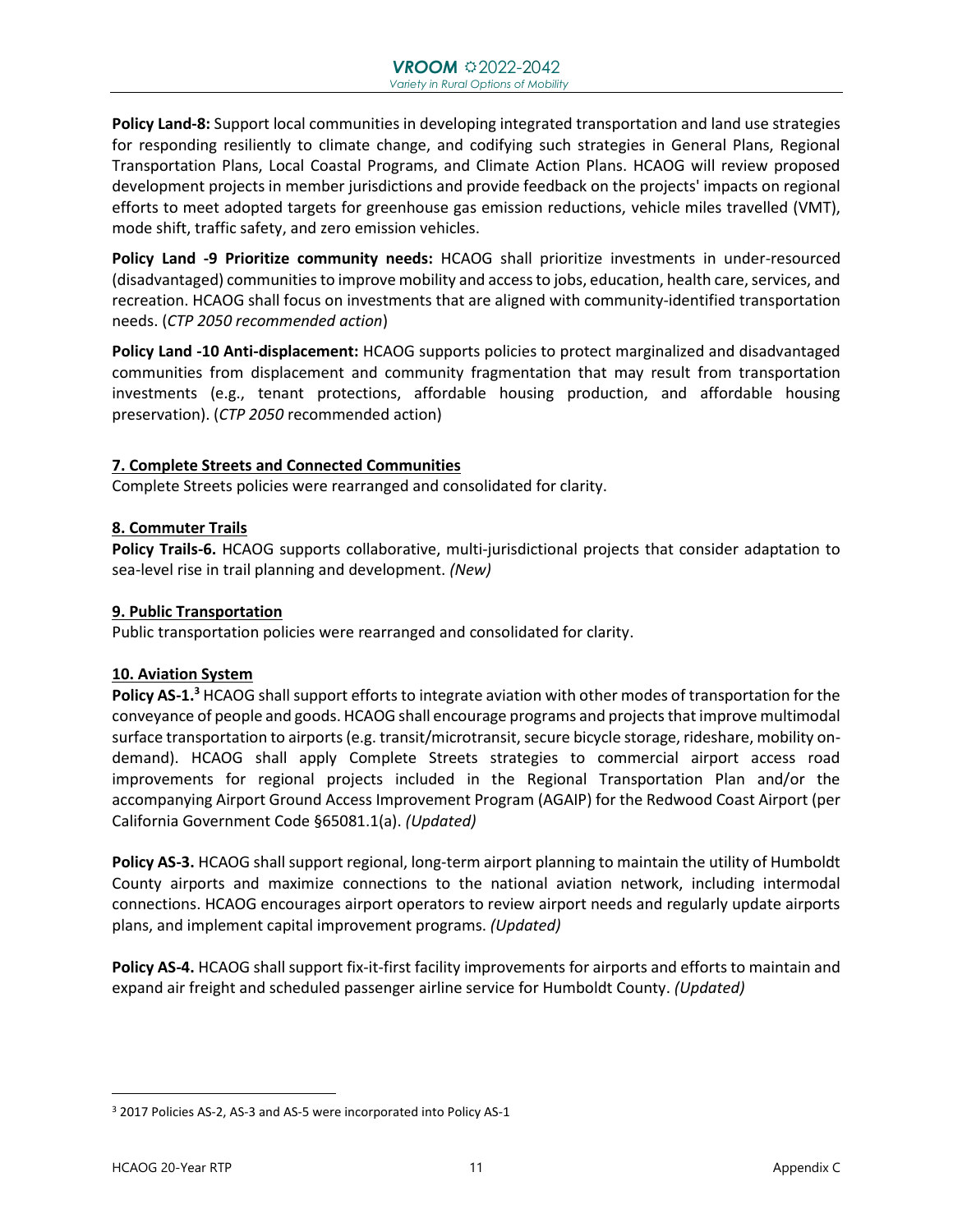**Policy Land-8:** Support local communities in developing integrated transportation and land use strategies for responding resiliently to climate change, and codifying such strategies in General Plans, Regional Transportation Plans, Local Coastal Programs, and Climate Action Plans. HCAOG will review proposed development projects in member jurisdictions and provide feedback on the projects' impacts on regional efforts to meet adopted targets for greenhouse gas emission reductions, vehicle miles travelled (VMT), mode shift, traffic safety, and zero emission vehicles.

**Policy Land -9 Prioritize community needs:** HCAOG shall prioritize investments in under-resourced (disadvantaged) communities to improve mobility and access to jobs, education, health care, services, and recreation. HCAOG shall focus on investments that are aligned with community-identified transportation needs. (*CTP 2050 recommended action*)

**Policy Land -10 Anti-displacement:** HCAOG supports policies to protect marginalized and disadvantaged communities from displacement and community fragmentation that may result from transportation investments (e.g., tenant protections, affordable housing production, and affordable housing preservation). (*CTP 2050* recommended action)

## 7. Complete Streets and Connected Communities

Complete Streets policies were rearranged and consolidated for clarity.

## 8. Commuter Trails

**Policy Trails-6.** HCAOG supports collaborative, multi-jurisdictional projects that consider adaptation to sea-level rise in trail planning and development. *(New)*

## 9. Public Transportation

Public transportation policies were rearranged and consolidated for clarity.

## 10. Aviation System

**Policy AS-1.**[3] HCAOG shall support efforts to integrate aviation with other modes of transportation for the conveyance of people and goods. HCAOG shall encourage programs and projects that improve multimodal surface transportation to airports (e.g. transit/microtransit, secure bicycle storage, rideshare, mobility on-demand). HCAOG shall apply Complete Streets strategies to commercial airport access road improvements for regional projects included in the Regional Transportation Plan and/or the accompanying Airport Ground Access Improvement Program (AGAIP) for the Redwood Coast Airport (per California Government Code §65081.1(a). *(Updated)*

**Policy AS-3.** HCAOG shall support regional, long-term airport planning to maintain the utility of Humboldt County airports and maximize connections to the national aviation network, including intermodal connections. HCAOG encourages airport operators to review airport needs and regularly update airports plans, and implement capital improvement programs. *(Updated)*

**Policy AS-4.** HCAOG shall support fix-it-first facility improvements for airports and efforts to maintain and expand air freight and scheduled passenger airline service for Humboldt County. *(Updated)*

---

[3] 2017 Policies AS-2, AS-3 and AS-5 were incorporated into Policy AS-1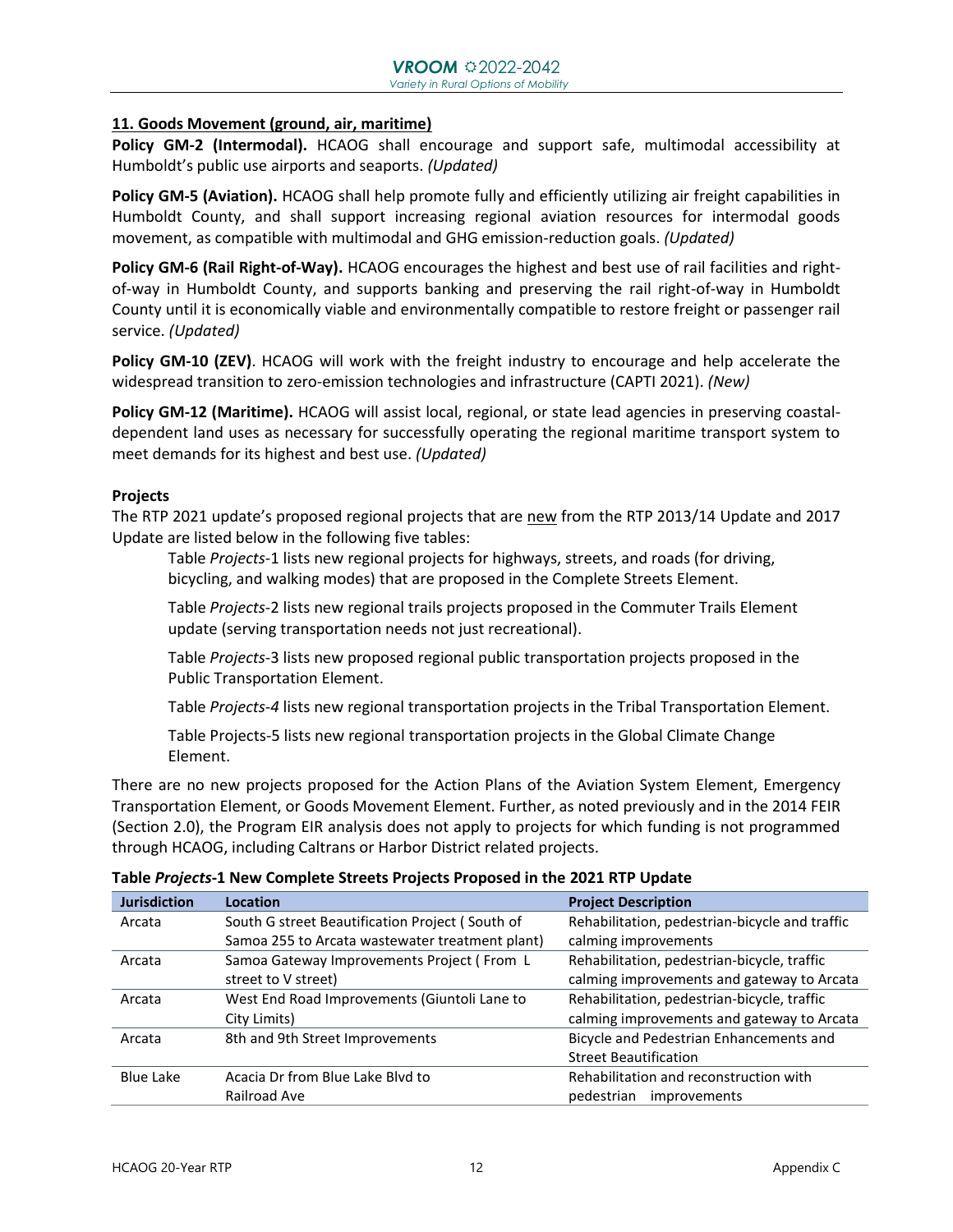**11. Goods Movement (ground, air, maritime)**

**Policy GM-2 (Intermodal).** HCAOG shall encourage and support safe, multimodal accessibility at Humboldt's public use airports and seaports. *(Updated)*

**Policy GM-5 (Aviation).** HCAOG shall help promote fully and efficiently utilizing air freight capabilities in Humboldt County, and shall support increasing regional aviation resources for intermodal goods movement, as compatible with multimodal and GHG emission-reduction goals. *(Updated)*

**Policy GM-6 (Rail Right-of-Way).** HCAOG encourages the highest and best use of rail facilities and right-of-way in Humboldt County, and supports banking and preserving the rail right-of-way in Humboldt County until it is economically viable and environmentally compatible to restore freight or passenger rail service. *(Updated)*

**Policy GM-10 (ZEV)**. HCAOG will work with the freight industry to encourage and help accelerate the widespread transition to zero-emission technologies and infrastructure (CAPTI 2021). *(New)*

**Policy GM-12 (Maritime).** HCAOG will assist local, regional, or state lead agencies in preserving coastal-dependent land uses as necessary for successfully operating the regional maritime transport system to meet demands for its highest and best use. *(Updated)*

**Projects**

The RTP 2021 update's proposed regional projects that are new from the RTP 2013/14 Update and 2017 Update are listed below in the following five tables:

Table *Projects*-1 lists new regional projects for highways, streets, and roads (for driving, bicycling, and walking modes) that are proposed in the Complete Streets Element.

Table *Projects*-2 lists new regional trails projects proposed in the Commuter Trails Element update (serving transportation needs not just recreational).

Table *Projects*-3 lists new proposed regional public transportation projects proposed in the Public Transportation Element.

Table *Projects-4* lists new regional transportation projects in the Tribal Transportation Element.

Table Projects-5 lists new regional transportation projects in the Global Climate Change Element.

There are no new projects proposed for the Action Plans of the Aviation System Element, Emergency Transportation Element, or Goods Movement Element. Further, as noted previously and in the 2014 FEIR (Section 2.0), the Program EIR analysis does not apply to projects for which funding is not programmed through HCAOG, including Caltrans or Harbor District related projects.

**Table *Projects*-1 New Complete Streets Projects Proposed in the 2021 RTP Update**

| Jurisdiction | Location | Project Description |
|---|---|---|
| Arcata | South G street Beautification Project ( South of Samoa 255 to Arcata wastewater treatment plant) | Rehabilitation, pedestrian-bicycle and traffic calming improvements |
| Arcata | Samoa Gateway Improvements Project ( From L street to V street) | Rehabilitation, pedestrian-bicycle, traffic calming improvements and gateway to Arcata |
| Arcata | West End Road Improvements (Giuntoli Lane to City Limits) | Rehabilitation, pedestrian-bicycle, traffic calming improvements and gateway to Arcata |
| Arcata | 8th and 9th Street Improvements | Bicycle and Pedestrian Enhancements and Street Beautification |
| Blue Lake | Acacia Dr from Blue Lake Blvd to Railroad Ave | Rehabilitation and reconstruction with pedestrian improvements |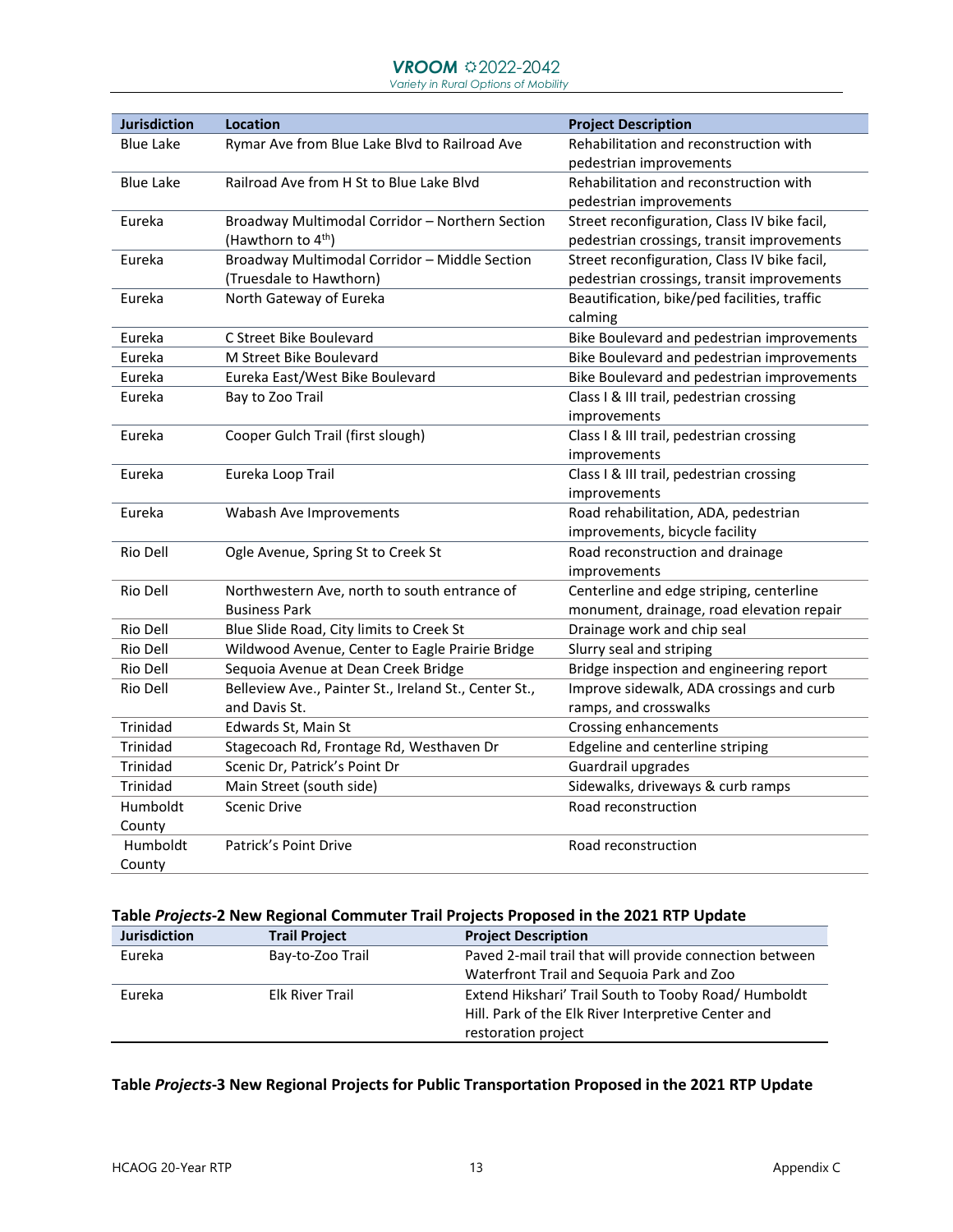| Jurisdiction | Location | Project Description |
|---|---|---|
| Blue Lake | Rymar Ave from Blue Lake Blvd to Railroad Ave | Rehabilitation and reconstruction with pedestrian improvements |
| Blue Lake | Railroad Ave from H St to Blue Lake Blvd | Rehabilitation and reconstruction with pedestrian improvements |
| Eureka | Broadway Multimodal Corridor – Northern Section (Hawthorn to 4th) | Street reconfiguration, Class IV bike facil, pedestrian crossings, transit improvements |
| Eureka | Broadway Multimodal Corridor – Middle Section (Truesdale to Hawthorn) | Street reconfiguration, Class IV bike facil, pedestrian crossings, transit improvements |
| Eureka | North Gateway of Eureka | Beautification, bike/ped facilities, traffic calming |
| Eureka | C Street Bike Boulevard | Bike Boulevard and pedestrian improvements |
| Eureka | M Street Bike Boulevard | Bike Boulevard and pedestrian improvements |
| Eureka | Eureka East/West Bike Boulevard | Bike Boulevard and pedestrian improvements |
| Eureka | Bay to Zoo Trail | Class I & III trail, pedestrian crossing improvements |
| Eureka | Cooper Gulch Trail (first slough) | Class I & III trail, pedestrian crossing improvements |
| Eureka | Eureka Loop Trail | Class I & III trail, pedestrian crossing improvements |
| Eureka | Wabash Ave Improvements | Road rehabilitation, ADA, pedestrian improvements, bicycle facility |
| Rio Dell | Ogle Avenue, Spring St to Creek St | Road reconstruction and drainage improvements |
| Rio Dell | Northwestern Ave, north to south entrance of Business Park | Centerline and edge striping, centerline monument, drainage, road elevation repair |
| Rio Dell | Blue Slide Road, City limits to Creek St | Drainage work and chip seal |
| Rio Dell | Wildwood Avenue, Center to Eagle Prairie Bridge | Slurry seal and striping |
| Rio Dell | Sequoia Avenue at Dean Creek Bridge | Bridge inspection and engineering report |
| Rio Dell | Belleview Ave., Painter St., Ireland St., Center St., and Davis St. | Improve sidewalk, ADA crossings and curb ramps, and crosswalks |
| Trinidad | Edwards St, Main St | Crossing enhancements |
| Trinidad | Stagecoach Rd, Frontage Rd, Westhaven Dr | Edgeline and centerline striping |
| Trinidad | Scenic Dr, Patrick's Point Dr | Guardrail upgrades |
| Trinidad | Main Street (south side) | Sidewalks, driveways & curb ramps |
| Humboldt County | Scenic Drive | Road reconstruction |
| Humboldt County | Patrick's Point Drive | Road reconstruction |

**Table *Projects*-2 New Regional Commuter Trail Projects Proposed in the 2021 RTP Update**

| Jurisdiction | Trail Project | Project Description |
|---|---|---|
| Eureka | Bay-to-Zoo Trail | Paved 2-mail trail that will provide connection between Waterfront Trail and Sequoia Park and Zoo |
| Eureka | Elk River Trail | Extend Hikshari' Trail South to Tooby Road/ Humboldt Hill. Park of the Elk River Interpretive Center and restoration project |

**Table *Projects*-3 New Regional Projects for Public Transportation Proposed in the 2021 RTP Update**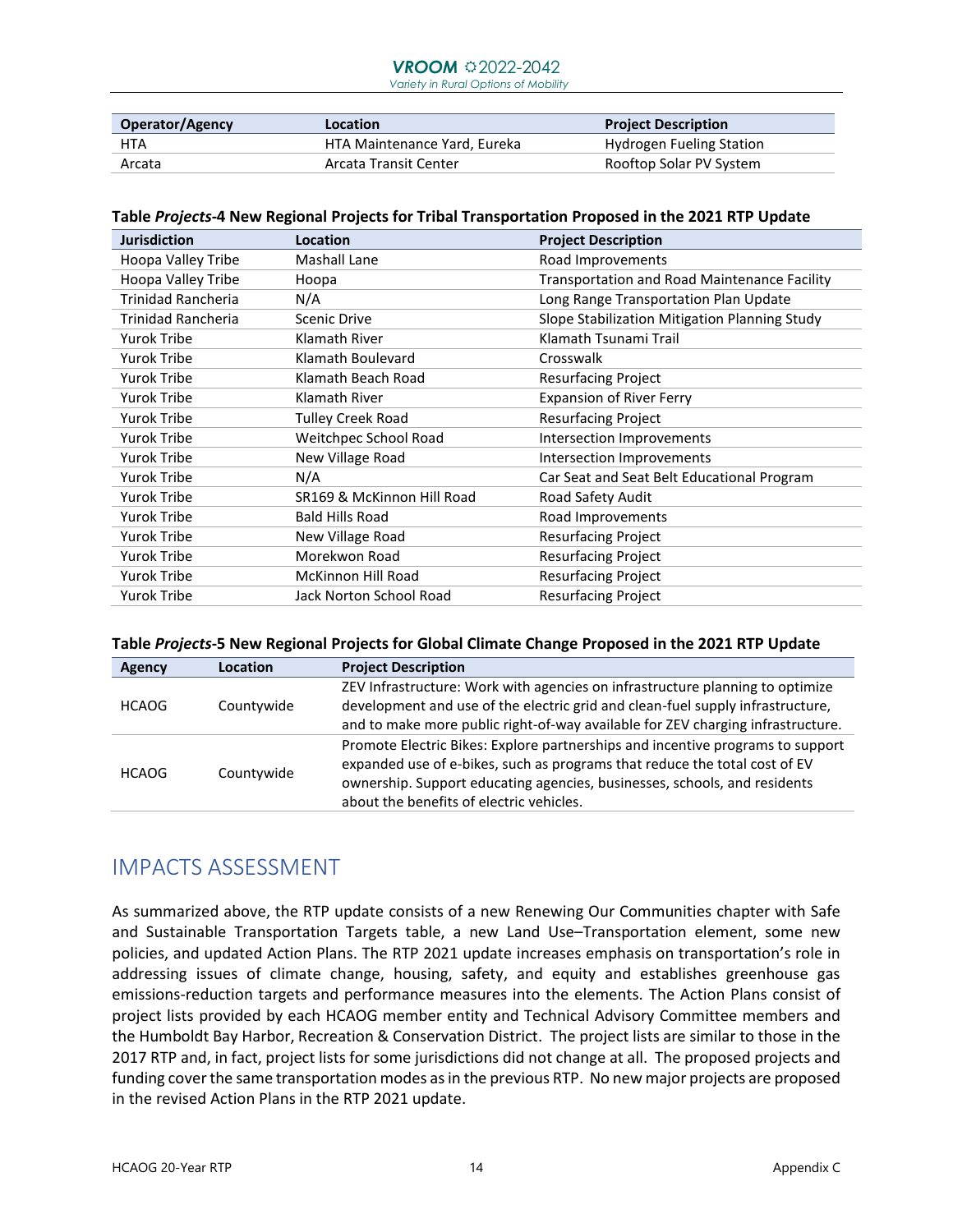| Operator/Agency | Location | Project Description |
|---|---|---|
| HTA | HTA Maintenance Yard, Eureka | Hydrogen Fueling Station |
| Arcata | Arcata Transit Center | Rooftop Solar PV System |

**Table *Projects*-4 New Regional Projects for Tribal Transportation Proposed in the 2021 RTP Update**

| Jurisdiction | Location | Project Description |
|---|---|---|
| Hoopa Valley Tribe | Mashall Lane | Road Improvements |
| Hoopa Valley Tribe | Hoopa | Transportation and Road Maintenance Facility |
| Trinidad Rancheria | N/A | Long Range Transportation Plan Update |
| Trinidad Rancheria | Scenic Drive | Slope Stabilization Mitigation Planning Study |
| Yurok Tribe | Klamath River | Klamath Tsunami Trail |
| Yurok Tribe | Klamath Boulevard | Crosswalk |
| Yurok Tribe | Klamath Beach Road | Resurfacing Project |
| Yurok Tribe | Klamath River | Expansion of River Ferry |
| Yurok Tribe | Tulley Creek Road | Resurfacing Project |
| Yurok Tribe | Weitchpec School Road | Intersection Improvements |
| Yurok Tribe | New Village Road | Intersection Improvements |
| Yurok Tribe | N/A | Car Seat and Seat Belt Educational Program |
| Yurok Tribe | SR169 & McKinnon Hill Road | Road Safety Audit |
| Yurok Tribe | Bald Hills Road | Road Improvements |
| Yurok Tribe | New Village Road | Resurfacing Project |
| Yurok Tribe | Morekwon Road | Resurfacing Project |
| Yurok Tribe | McKinnon Hill Road | Resurfacing Project |
| Yurok Tribe | Jack Norton School Road | Resurfacing Project |

**Table *Projects*-5 New Regional Projects for Global Climate Change Proposed in the 2021 RTP Update**

| Agency | Location | Project Description |
|---|---|---|
| HCAOG | Countywide | ZEV Infrastructure: Work with agencies on infrastructure planning to optimize development and use of the electric grid and clean-fuel supply infrastructure, and to make more public right-of-way available for ZEV charging infrastructure. |
| HCAOG | Countywide | Promote Electric Bikes: Explore partnerships and incentive programs to support expanded use of e-bikes, such as programs that reduce the total cost of EV ownership. Support educating agencies, businesses, schools, and residents about the benefits of electric vehicles. |

## IMPACTS ASSESSMENT

As summarized above, the RTP update consists of a new Renewing Our Communities chapter with Safe and Sustainable Transportation Targets table, a new Land Use–Transportation element, some new policies, and updated Action Plans. The RTP 2021 update increases emphasis on transportation's role in addressing issues of climate change, housing, safety, and equity and establishes greenhouse gas emissions-reduction targets and performance measures into the elements. The Action Plans consist of project lists provided by each HCAOG member entity and Technical Advisory Committee members and the Humboldt Bay Harbor, Recreation & Conservation District. The project lists are similar to those in the 2017 RTP and, in fact, project lists for some jurisdictions did not change at all. The proposed projects and funding cover the same transportation modes as in the previous RTP. No new major projects are proposed in the revised Action Plans in the RTP 2021 update.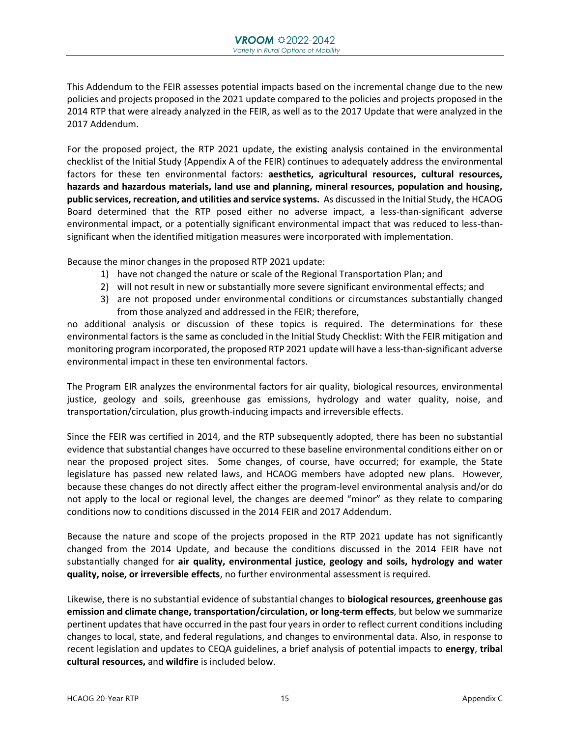This Addendum to the FEIR assesses potential impacts based on the incremental change due to the new policies and projects proposed in the 2021 update compared to the policies and projects proposed in the 2014 RTP that were already analyzed in the FEIR, as well as to the 2017 Update that were analyzed in the 2017 Addendum.

For the proposed project, the RTP 2021 update, the existing analysis contained in the environmental checklist of the Initial Study (Appendix A of the FEIR) continues to adequately address the environmental factors for these ten environmental factors: **aesthetics, agricultural resources, cultural resources, hazards and hazardous materials, land use and planning, mineral resources, population and housing, public services, recreation, and utilities and service systems.** As discussed in the Initial Study, the HCAOG Board determined that the RTP posed either no adverse impact, a less-than-significant adverse environmental impact, or a potentially significant environmental impact that was reduced to less-than-significant when the identified mitigation measures were incorporated with implementation.

Because the minor changes in the proposed RTP 2021 update:

1) have not changed the nature or scale of the Regional Transportation Plan; and
2) will not result in new or substantially more severe significant environmental effects; and
3) are not proposed under environmental conditions or circumstances substantially changed from those analyzed and addressed in the FEIR; therefore,

no additional analysis or discussion of these topics is required. The determinations for these environmental factors is the same as concluded in the Initial Study Checklist: With the FEIR mitigation and monitoring program incorporated, the proposed RTP 2021 update will have a less-than-significant adverse environmental impact in these ten environmental factors.

The Program EIR analyzes the environmental factors for air quality, biological resources, environmental justice, geology and soils, greenhouse gas emissions, hydrology and water quality, noise, and transportation/circulation, plus growth-inducing impacts and irreversible effects.

Since the FEIR was certified in 2014, and the RTP subsequently adopted, there has been no substantial evidence that substantial changes have occurred to these baseline environmental conditions either on or near the proposed project sites. Some changes, of course, have occurred; for example, the State legislature has passed new related laws, and HCAOG members have adopted new plans. However, because these changes do not directly affect either the program-level environmental analysis and/or do not apply to the local or regional level, the changes are deemed "minor" as they relate to comparing conditions now to conditions discussed in the 2014 FEIR and 2017 Addendum.

Because the nature and scope of the projects proposed in the RTP 2021 update has not significantly changed from the 2014 Update, and because the conditions discussed in the 2014 FEIR have not substantially changed for **air quality, environmental justice, geology and soils, hydrology and water quality, noise, or irreversible effects**, no further environmental assessment is required.

Likewise, there is no substantial evidence of substantial changes to **biological resources, greenhouse gas emission and climate change, transportation/circulation, or long-term effects**, but below we summarize pertinent updates that have occurred in the past four years in order to reflect current conditions including changes to local, state, and federal regulations, and changes to environmental data. Also, in response to recent legislation and updates to CEQA guidelines, a brief analysis of potential impacts to **energy**, **tribal cultural resources,** and **wildfire** is included below.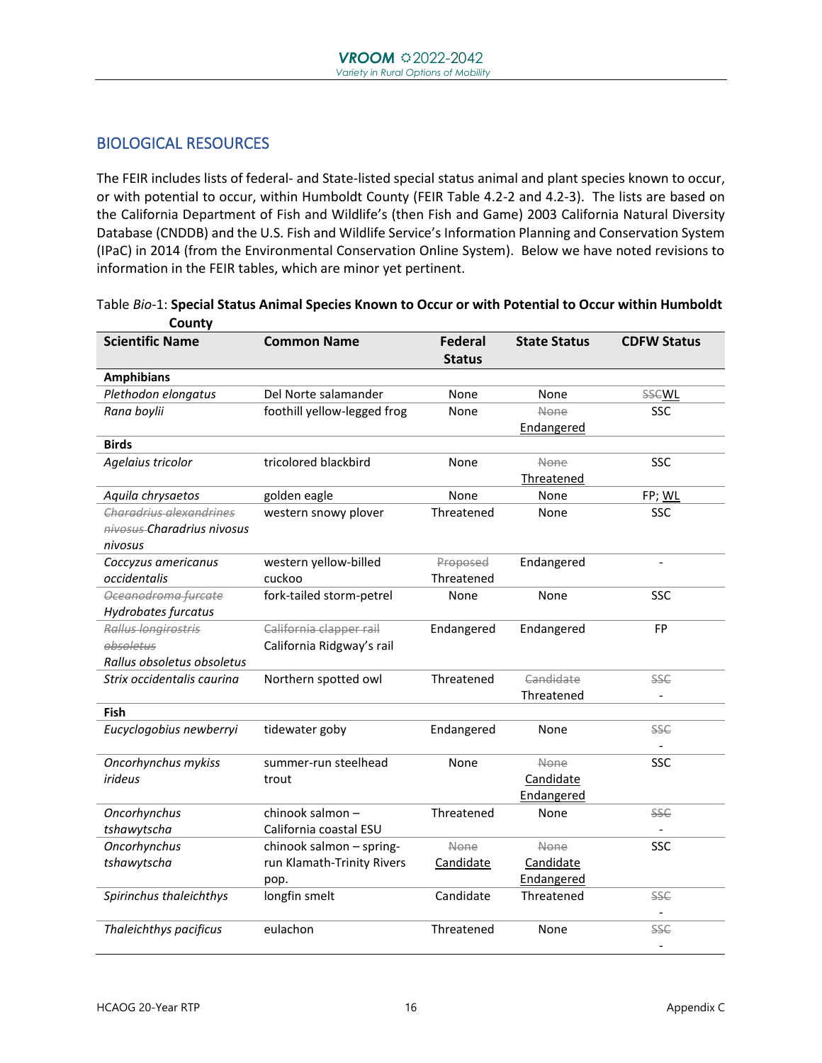## BIOLOGICAL RESOURCES

The FEIR includes lists of federal- and State-listed special status animal and plant species known to occur, or with potential to occur, within Humboldt County (FEIR Table 4.2-2 and 4.2-3). The lists are based on the California Department of Fish and Wildlife's (then Fish and Game) 2003 California Natural Diversity Database (CNDDB) and the U.S. Fish and Wildlife Service's Information Planning and Conservation System (IPaC) in 2014 (from the Environmental Conservation Online System). Below we have noted revisions to information in the FEIR tables, which are minor yet pertinent.

Table *Bio*-1: **Special Status Animal Species Known to Occur or with Potential to Occur within Humboldt County**

| Scientific Name | Common Name | Federal Status | State Status | CDFW Status |
|---|---|---|---|---|
| **Amphibians** | | | | |
| *Plethodon elongatus* | Del Norte salamander | None | None | ~~SSC~~<u>WL</u> |
| *Rana boylii* | foothill yellow-legged frog | None | ~~None~~ <u>Endangered</u> | SSC |
| **Birds** | | | | |
| *Agelaius tricolor* | tricolored blackbird | None | ~~None~~ <u>Threatened</u> | SSC |
| *Aquila chrysaetos* | golden eagle | None | None | FP; <u>WL</u> |
| ~~*Charadrius alexandrines nivosus*~~ *Charadrius nivosus nivosus* | western snowy plover | Threatened | None | SSC |
| *Coccyzus americanus occidentalis* | western yellow-billed cuckoo | ~~Proposed~~ Threatened | Endangered | - |
| ~~*Oceanodroma furcate*~~ *Hydrobates furcatus* | fork-tailed storm-petrel | None | None | SSC |
| ~~*Rallus longirostris obsoletus*~~ *Rallus obsoletus obsoletus* | ~~California clapper rail~~ California Ridgway's rail | Endangered | Endangered | FP |
| *Strix occidentalis caurina* | Northern spotted owl | Threatened | ~~Candidate~~ Threatened | ~~SSC~~ - |
| **Fish** | | | | |
| *Eucyclogobius newberryi* | tidewater goby | Endangered | None | ~~SSC~~ - |
| *Oncorhynchus mykiss irideus* | summer-run steelhead trout | None | ~~None~~ <u>Candidate Endangered</u> | SSC |
| *Oncorhynchus tshawytscha* | chinook salmon – California coastal ESU | Threatened | None | ~~SSC~~ - |
| *Oncorhynchus tshawytscha* | chinook salmon – spring-run Klamath-Trinity Rivers pop. | ~~None~~ <u>Candidate</u> | ~~None~~ <u>Candidate Endangered</u> | SSC |
| *Spirinchus thaleichthys* | longfin smelt | Candidate | Threatened | ~~SSC~~ - |
| *Thaleichthys pacificus* | eulachon | Threatened | None | ~~SSC~~ - |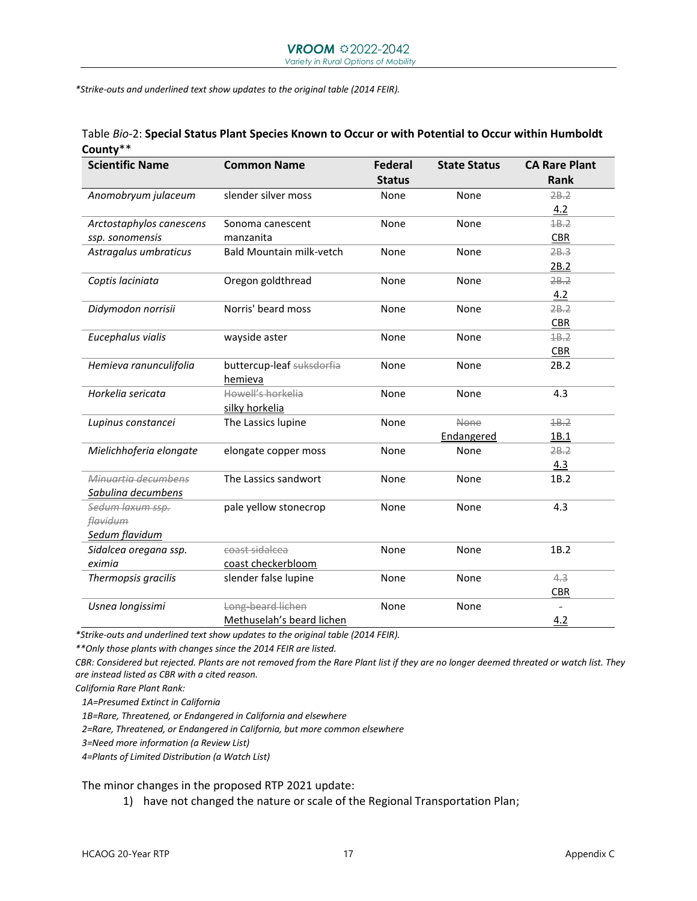*Strike-outs and underlined text show updates to the original table (2014 FEIR).*

Table *Bio*-2: **Special Status Plant Species Known to Occur or with Potential to Occur within Humboldt County****

| Scientific Name | Common Name | Federal Status | State Status | CA Rare Plant Rank |
|---|---|---|---|---|
| *Anomobryum julaceum* | slender silver moss | None | None | ~~2B.2~~ <u>4.2</u> |
| *Arctostaphylos canescens ssp. sonomensis* | Sonoma canescent manzanita | None | None | ~~1B.2~~ <u>CBR</u> |
| *Astragalus umbraticus* | Bald Mountain milk-vetch | None | None | ~~2B.3~~ <u>2B.2</u> |
| *Coptis laciniata* | Oregon goldthread | None | None | ~~2B.2~~ <u>4.2</u> |
| *Didymodon norrisii* | Norris' beard moss | None | None | ~~2B.2~~ <u>CBR</u> |
| *Eucephalus vialis* | wayside aster | None | None | ~~1B.2~~ <u>CBR</u> |
| *Hemieva ranunculifolia* | buttercup-leaf ~~suksdorfia~~ <u>hemieva</u> | None | None | 2B.2 |
| *Horkelia sericata* | ~~Howell's horkelia~~ <u>silky horkelia</u> | None | None | 4.3 |
| *Lupinus constancei* | The Lassics lupine | None | ~~None~~ <u>Endangered</u> | ~~1B.2~~ <u>1B.1</u> |
| *Mielichhoferia elongate* | elongate copper moss | None | None | ~~2B.2~~ <u>4.3</u> |
| ~~*Minuartia decumbens*~~ <u>*Sabulina decumbens*</u> | The Lassics sandwort | None | None | 1B.2 |
| ~~*Sedum laxum ssp. flavidum*~~ <u>*Sedum flavidum*</u> | pale yellow stonecrop | None | None | 4.3 |
| *Sidalcea oregana ssp. eximia* | ~~coast sidalcea~~ <u>coast checkerbloom</u> | None | None | 1B.2 |
| *Thermopsis gracilis* | slender false lupine | None | None | ~~4.3~~ <u>CBR</u> |
| *Usnea longissimi* | ~~Long-beard lichen~~ <u>Methuselah's beard lichen</u> | None | None | ~~-~~ <u>4.2</u> |

*Strike-outs and underlined text show updates to the original table (2014 FEIR).*

**Only those plants with changes since the 2014 FEIR are listed.*

*CBR: Considered but rejected. Plants are not removed from the Rare Plant list if they are no longer deemed threatened or watch list. They are instead listed as CBR with a cited reason.*

*California Rare Plant Rank:*

*1A=Presumed Extinct in California*

*1B=Rare, Threatened, or Endangered in California and elsewhere*

*2=Rare, Threatened, or Endangered in California, but more common elsewhere*

*3=Need more information (a Review List)*

*4=Plants of Limited Distribution (a Watch List)*

The minor changes in the proposed RTP 2021 update:

1) have not changed the nature or scale of the Regional Transportation Plan;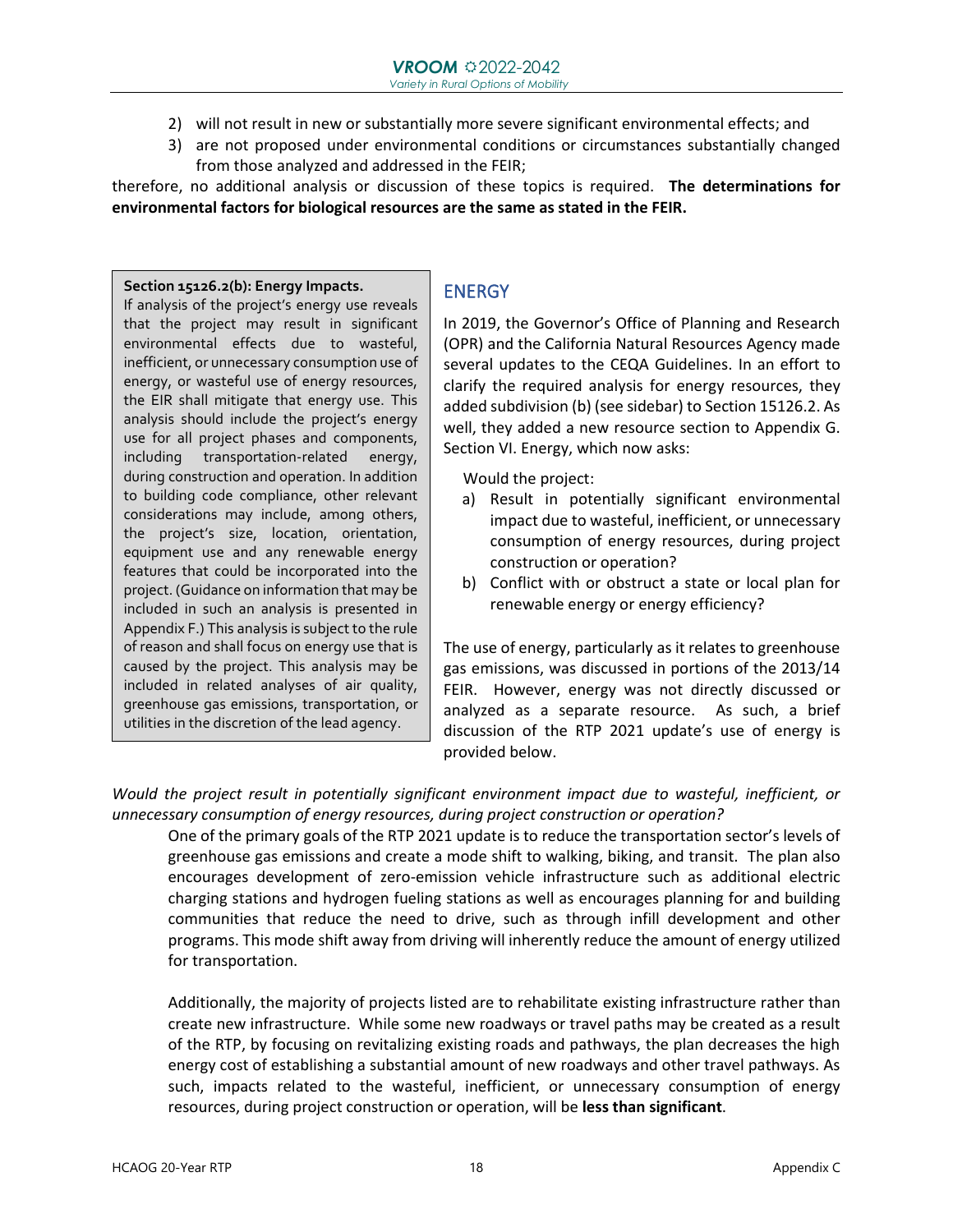2) will not result in new or substantially more severe significant environmental effects; and
3) are not proposed under environmental conditions or circumstances substantially changed from those analyzed and addressed in the FEIR;

therefore, no additional analysis or discussion of these topics is required. **The determinations for environmental factors for biological resources are the same as stated in the FEIR.**

> **Section 15126.2(b): Energy Impacts.**
> If analysis of the project's energy use reveals that the project may result in significant environmental effects due to wasteful, inefficient, or unnecessary consumption use of energy, or wasteful use of energy resources, the EIR shall mitigate that energy use. This analysis should include the project's energy use for all project phases and components, including transportation-related energy, during construction and operation. In addition to building code compliance, other relevant considerations may include, among others, the project's size, location, orientation, equipment use and any renewable energy features that could be incorporated into the project. (Guidance on information that may be included in such an analysis is presented in Appendix F.) This analysis is subject to the rule of reason and shall focus on energy use that is caused by the project. This analysis may be included in related analyses of air quality, greenhouse gas emissions, transportation, or utilities in the discretion of the lead agency.

## ENERGY

In 2019, the Governor's Office of Planning and Research (OPR) and the California Natural Resources Agency made several updates to the CEQA Guidelines. In an effort to clarify the required analysis for energy resources, they added subdivision (b) (see sidebar) to Section 15126.2. As well, they added a new resource section to Appendix G. Section VI. Energy, which now asks:

Would the project:

a) Result in potentially significant environmental impact due to wasteful, inefficient, or unnecessary consumption of energy resources, during project construction or operation?
b) Conflict with or obstruct a state or local plan for renewable energy or energy efficiency?

The use of energy, particularly as it relates to greenhouse gas emissions, was discussed in portions of the 2013/14 FEIR. However, energy was not directly discussed or analyzed as a separate resource. As such, a brief discussion of the RTP 2021 update's use of energy is provided below.

*Would the project result in potentially significant environment impact due to wasteful, inefficient, or unnecessary consumption of energy resources, during project construction or operation?*

One of the primary goals of the RTP 2021 update is to reduce the transportation sector's levels of greenhouse gas emissions and create a mode shift to walking, biking, and transit. The plan also encourages development of zero-emission vehicle infrastructure such as additional electric charging stations and hydrogen fueling stations as well as encourages planning for and building communities that reduce the need to drive, such as through infill development and other programs. This mode shift away from driving will inherently reduce the amount of energy utilized for transportation.

Additionally, the majority of projects listed are to rehabilitate existing infrastructure rather than create new infrastructure. While some new roadways or travel paths may be created as a result of the RTP, by focusing on revitalizing existing roads and pathways, the plan decreases the high energy cost of establishing a substantial amount of new roadways and other travel pathways. As such, impacts related to the wasteful, inefficient, or unnecessary consumption of energy resources, during project construction or operation, will be **less than significant**.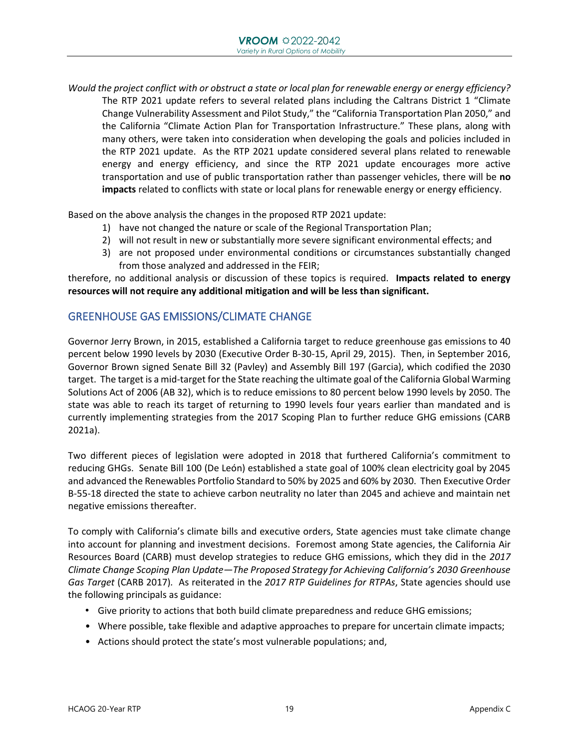*Would the project conflict with or obstruct a state or local plan for renewable energy or energy efficiency?*

The RTP 2021 update refers to several related plans including the Caltrans District 1 "Climate Change Vulnerability Assessment and Pilot Study," the "California Transportation Plan 2050," and the California "Climate Action Plan for Transportation Infrastructure." These plans, along with many others, were taken into consideration when developing the goals and policies included in the RTP 2021 update. As the RTP 2021 update considered several plans related to renewable energy and energy efficiency, and since the RTP 2021 update encourages more active transportation and use of public transportation rather than passenger vehicles, there will be **no impacts** related to conflicts with state or local plans for renewable energy or energy efficiency.

Based on the above analysis the changes in the proposed RTP 2021 update:

1) have not changed the nature or scale of the Regional Transportation Plan;
2) will not result in new or substantially more severe significant environmental effects; and
3) are not proposed under environmental conditions or circumstances substantially changed from those analyzed and addressed in the FEIR;

therefore, no additional analysis or discussion of these topics is required. **Impacts related to energy resources will not require any additional mitigation and will be less than significant.**

## GREENHOUSE GAS EMISSIONS/CLIMATE CHANGE

Governor Jerry Brown, in 2015, established a California target to reduce greenhouse gas emissions to 40 percent below 1990 levels by 2030 (Executive Order B-30-15, April 29, 2015). Then, in September 2016, Governor Brown signed Senate Bill 32 (Pavley) and Assembly Bill 197 (Garcia), which codified the 2030 target. The target is a mid-target for the State reaching the ultimate goal of the California Global Warming Solutions Act of 2006 (AB 32), which is to reduce emissions to 80 percent below 1990 levels by 2050. The state was able to reach its target of returning to 1990 levels four years earlier than mandated and is currently implementing strategies from the 2017 Scoping Plan to further reduce GHG emissions (CARB 2021a).

Two different pieces of legislation were adopted in 2018 that furthered California's commitment to reducing GHGs. Senate Bill 100 (De León) established a state goal of 100% clean electricity goal by 2045 and advanced the Renewables Portfolio Standard to 50% by 2025 and 60% by 2030. Then Executive Order B-55-18 directed the state to achieve carbon neutrality no later than 2045 and achieve and maintain net negative emissions thereafter.

To comply with California's climate bills and executive orders, State agencies must take climate change into account for planning and investment decisions. Foremost among State agencies, the California Air Resources Board (CARB) must develop strategies to reduce GHG emissions, which they did in the *2017 Climate Change Scoping Plan Update—The Proposed Strategy for Achieving California's 2030 Greenhouse Gas Target* (CARB 2017). As reiterated in the *2017 RTP Guidelines for RTPAs*, State agencies should use the following principals as guidance:

- Give priority to actions that both build climate preparedness and reduce GHG emissions;
- Where possible, take flexible and adaptive approaches to prepare for uncertain climate impacts;
- Actions should protect the state's most vulnerable populations; and,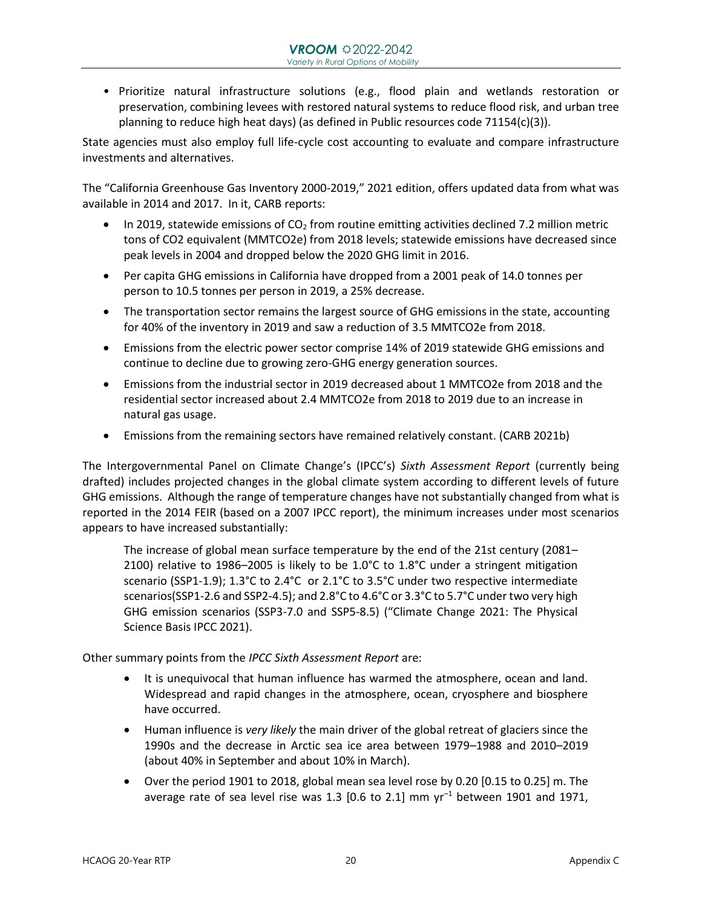- Prioritize natural infrastructure solutions (e.g., flood plain and wetlands restoration or preservation, combining levees with restored natural systems to reduce flood risk, and urban tree planning to reduce high heat days) (as defined in Public resources code 71154(c)(3)).

State agencies must also employ full life-cycle cost accounting to evaluate and compare infrastructure investments and alternatives.

The "California Greenhouse Gas Inventory 2000-2019," 2021 edition, offers updated data from what was available in 2014 and 2017. In it, CARB reports:

- In 2019, statewide emissions of $CO_2$ from routine emitting activities declined 7.2 million metric tons of CO2 equivalent (MMTCO2e) from 2018 levels; statewide emissions have decreased since peak levels in 2004 and dropped below the 2020 GHG limit in 2016.
- Per capita GHG emissions in California have dropped from a 2001 peak of 14.0 tonnes per person to 10.5 tonnes per person in 2019, a 25% decrease.
- The transportation sector remains the largest source of GHG emissions in the state, accounting for 40% of the inventory in 2019 and saw a reduction of 3.5 MMTCO2e from 2018.
- Emissions from the electric power sector comprise 14% of 2019 statewide GHG emissions and continue to decline due to growing zero-GHG energy generation sources.
- Emissions from the industrial sector in 2019 decreased about 1 MMTCO2e from 2018 and the residential sector increased about 2.4 MMTCO2e from 2018 to 2019 due to an increase in natural gas usage.
- Emissions from the remaining sectors have remained relatively constant. (CARB 2021b)

The Intergovernmental Panel on Climate Change's (IPCC's) *Sixth Assessment Report* (currently being drafted) includes projected changes in the global climate system according to different levels of future GHG emissions. Although the range of temperature changes have not substantially changed from what is reported in the 2014 FEIR (based on a 2007 IPCC report), the minimum increases under most scenarios appears to have increased substantially:

> The increase of global mean surface temperature by the end of the 21st century (2081–2100) relative to 1986–2005 is likely to be 1.0°C to 1.8°C under a stringent mitigation scenario (SSP1-1.9); 1.3°C to 2.4°C or 2.1°C to 3.5°C under two respective intermediate scenarios(SSP1-2.6 and SSP2-4.5); and 2.8°C to 4.6°C or 3.3°C to 5.7°C under two very high GHG emission scenarios (SSP3-7.0 and SSP5-8.5) ("Climate Change 2021: The Physical Science Basis IPCC 2021).

Other summary points from the *IPCC Sixth Assessment Report* are:

- It is unequivocal that human influence has warmed the atmosphere, ocean and land. Widespread and rapid changes in the atmosphere, ocean, cryosphere and biosphere have occurred.
- Human influence is *very likely* the main driver of the global retreat of glaciers since the 1990s and the decrease in Arctic sea ice area between 1979–1988 and 2010–2019 (about 40% in September and about 10% in March).
- Over the period 1901 to 2018, global mean sea level rose by 0.20 [0.15 to 0.25] m. The average rate of sea level rise was 1.3 [0.6 to 2.1] mm $yr^{-1}$ between 1901 and 1971,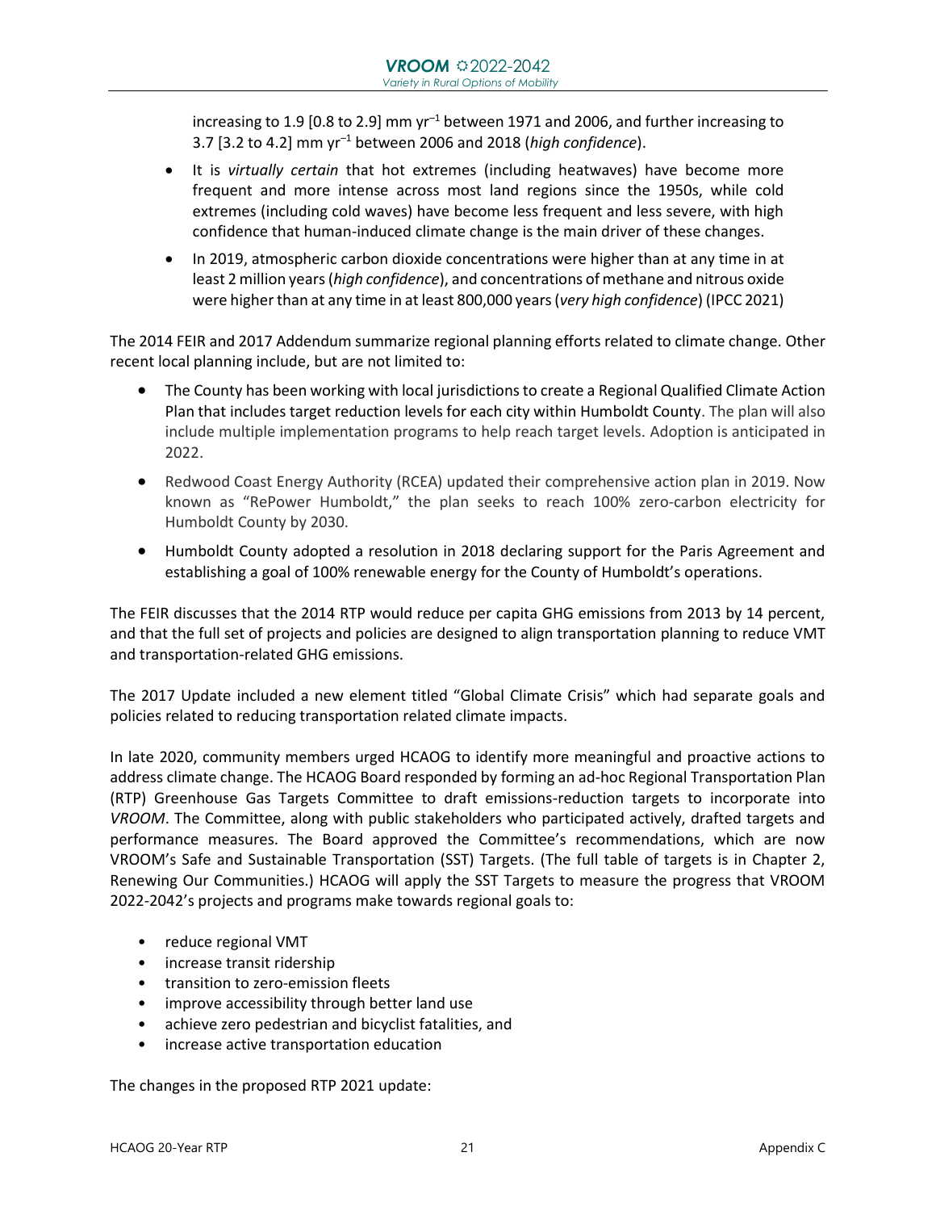increasing to 1.9 [0.8 to 2.9] mm $yr^{-1}$ between 1971 and 2006, and further increasing to 3.7 [3.2 to 4.2] mm $yr^{-1}$ between 2006 and 2018 (*high confidence*).

- It is *virtually certain* that hot extremes (including heatwaves) have become more frequent and more intense across most land regions since the 1950s, while cold extremes (including cold waves) have become less frequent and less severe, with high confidence that human-induced climate change is the main driver of these changes.
- In 2019, atmospheric carbon dioxide concentrations were higher than at any time in at least 2 million years (*high confidence*), and concentrations of methane and nitrous oxide were higher than at any time in at least 800,000 years (*very high confidence*) (IPCC 2021)

The 2014 FEIR and 2017 Addendum summarize regional planning efforts related to climate change. Other recent local planning include, but are not limited to:

- The County has been working with local jurisdictions to create a Regional Qualified Climate Action Plan that includes target reduction levels for each city within Humboldt County. The plan will also include multiple implementation programs to help reach target levels. Adoption is anticipated in 2022.
- Redwood Coast Energy Authority (RCEA) updated their comprehensive action plan in 2019. Now known as "RePower Humboldt," the plan seeks to reach 100% zero-carbon electricity for Humboldt County by 2030.
- Humboldt County adopted a resolution in 2018 declaring support for the Paris Agreement and establishing a goal of 100% renewable energy for the County of Humboldt's operations.

The FEIR discusses that the 2014 RTP would reduce per capita GHG emissions from 2013 by 14 percent, and that the full set of projects and policies are designed to align transportation planning to reduce VMT and transportation-related GHG emissions.

The 2017 Update included a new element titled "Global Climate Crisis" which had separate goals and policies related to reducing transportation related climate impacts.

In late 2020, community members urged HCAOG to identify more meaningful and proactive actions to address climate change. The HCAOG Board responded by forming an ad-hoc Regional Transportation Plan (RTP) Greenhouse Gas Targets Committee to draft emissions-reduction targets to incorporate into *VROOM*. The Committee, along with public stakeholders who participated actively, drafted targets and performance measures. The Board approved the Committee's recommendations, which are now VROOM's Safe and Sustainable Transportation (SST) Targets. (The full table of targets is in Chapter 2, Renewing Our Communities.) HCAOG will apply the SST Targets to measure the progress that VROOM 2022-2042's projects and programs make towards regional goals to:

- reduce regional VMT
- increase transit ridership
- transition to zero-emission fleets
- improve accessibility through better land use
- achieve zero pedestrian and bicyclist fatalities, and
- increase active transportation education

The changes in the proposed RTP 2021 update: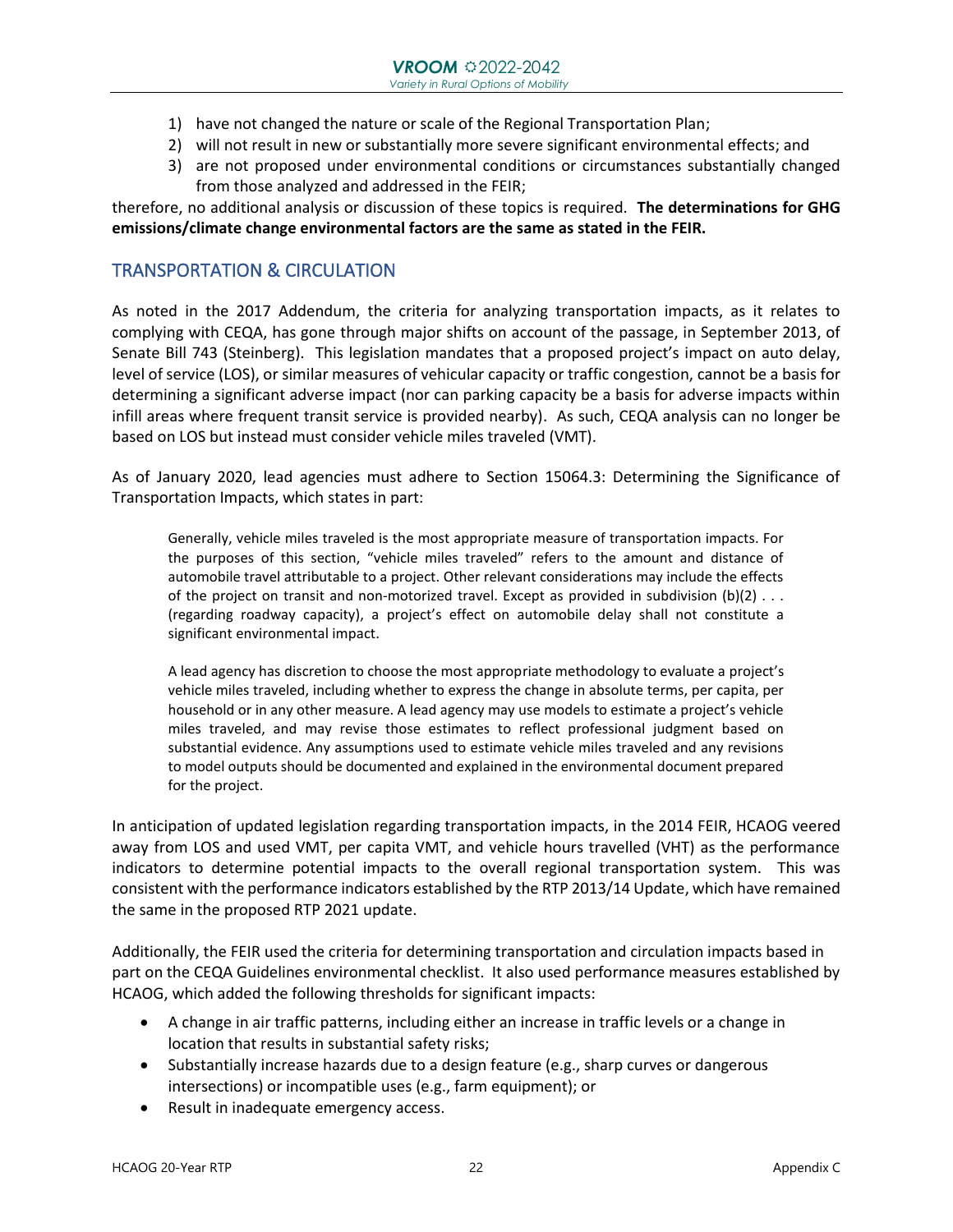1) have not changed the nature or scale of the Regional Transportation Plan;
2) will not result in new or substantially more severe significant environmental effects; and
3) are not proposed under environmental conditions or circumstances substantially changed from those analyzed and addressed in the FEIR;

therefore, no additional analysis or discussion of these topics is required. **The determinations for GHG emissions/climate change environmental factors are the same as stated in the FEIR.**

## TRANSPORTATION & CIRCULATION

As noted in the 2017 Addendum, the criteria for analyzing transportation impacts, as it relates to complying with CEQA, has gone through major shifts on account of the passage, in September 2013, of Senate Bill 743 (Steinberg). This legislation mandates that a proposed project's impact on auto delay, level of service (LOS), or similar measures of vehicular capacity or traffic congestion, cannot be a basis for determining a significant adverse impact (nor can parking capacity be a basis for adverse impacts within infill areas where frequent transit service is provided nearby). As such, CEQA analysis can no longer be based on LOS but instead must consider vehicle miles traveled (VMT).

As of January 2020, lead agencies must adhere to Section 15064.3: Determining the Significance of Transportation Impacts, which states in part:

> Generally, vehicle miles traveled is the most appropriate measure of transportation impacts. For the purposes of this section, "vehicle miles traveled" refers to the amount and distance of automobile travel attributable to a project. Other relevant considerations may include the effects of the project on transit and non-motorized travel. Except as provided in subdivision (b)(2) . . . (regarding roadway capacity), a project's effect on automobile delay shall not constitute a significant environmental impact.
>
> A lead agency has discretion to choose the most appropriate methodology to evaluate a project's vehicle miles traveled, including whether to express the change in absolute terms, per capita, per household or in any other measure. A lead agency may use models to estimate a project's vehicle miles traveled, and may revise those estimates to reflect professional judgment based on substantial evidence. Any assumptions used to estimate vehicle miles traveled and any revisions to model outputs should be documented and explained in the environmental document prepared for the project.

In anticipation of updated legislation regarding transportation impacts, in the 2014 FEIR, HCAOG veered away from LOS and used VMT, per capita VMT, and vehicle hours travelled (VHT) as the performance indicators to determine potential impacts to the overall regional transportation system. This was consistent with the performance indicators established by the RTP 2013/14 Update, which have remained the same in the proposed RTP 2021 update.

Additionally, the FEIR used the criteria for determining transportation and circulation impacts based in part on the CEQA Guidelines environmental checklist. It also used performance measures established by HCAOG, which added the following thresholds for significant impacts:

- A change in air traffic patterns, including either an increase in traffic levels or a change in location that results in substantial safety risks;
- Substantially increase hazards due to a design feature (e.g., sharp curves or dangerous intersections) or incompatible uses (e.g., farm equipment); or
- Result in inadequate emergency access.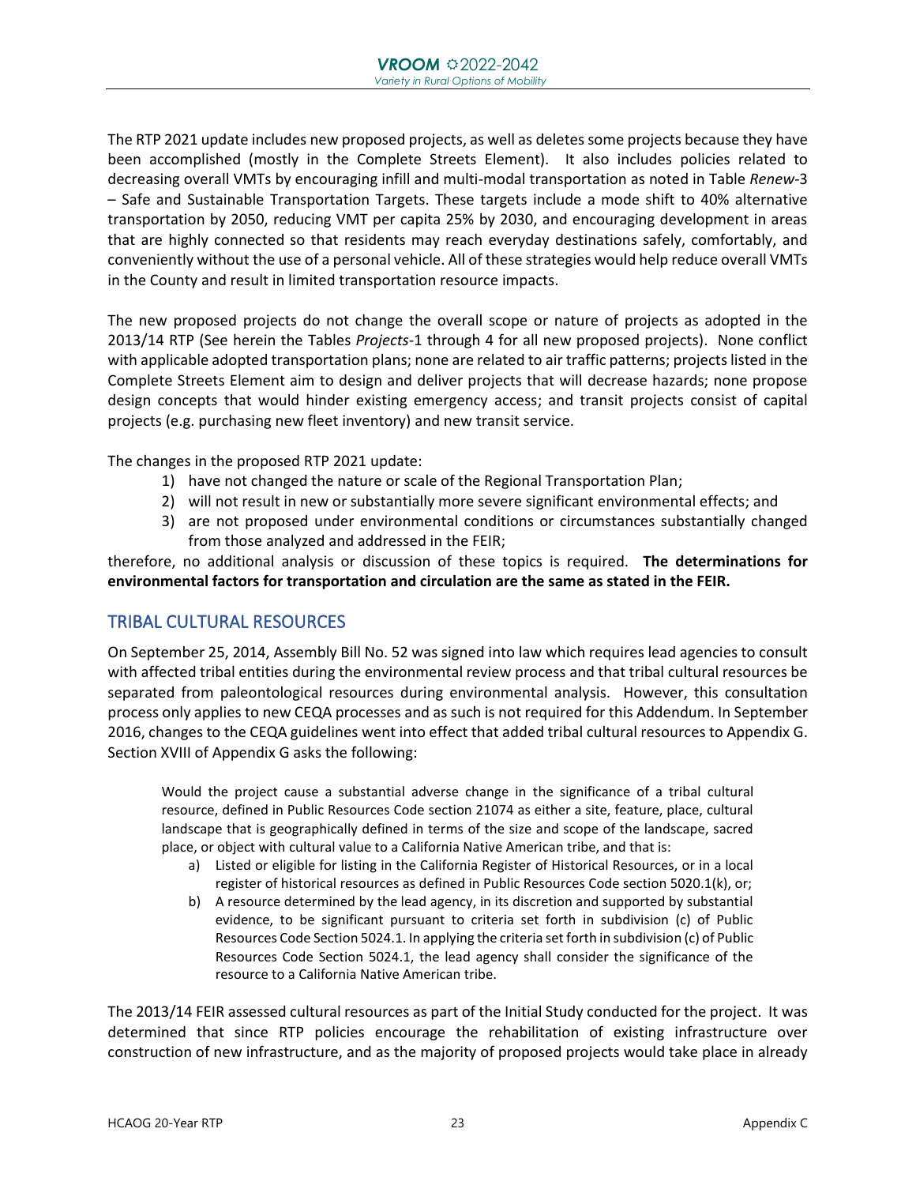The RTP 2021 update includes new proposed projects, as well as deletes some projects because they have been accomplished (mostly in the Complete Streets Element). It also includes policies related to decreasing overall VMTs by encouraging infill and multi-modal transportation as noted in Table *Renew*-3 – Safe and Sustainable Transportation Targets. These targets include a mode shift to 40% alternative transportation by 2050, reducing VMT per capita 25% by 2030, and encouraging development in areas that are highly connected so that residents may reach everyday destinations safely, comfortably, and conveniently without the use of a personal vehicle. All of these strategies would help reduce overall VMTs in the County and result in limited transportation resource impacts.

The new proposed projects do not change the overall scope or nature of projects as adopted in the 2013/14 RTP (See herein the Tables *Projects*-1 through 4 for all new proposed projects). None conflict with applicable adopted transportation plans; none are related to air traffic patterns; projects listed in the Complete Streets Element aim to design and deliver projects that will decrease hazards; none propose design concepts that would hinder existing emergency access; and transit projects consist of capital projects (e.g. purchasing new fleet inventory) and new transit service.

The changes in the proposed RTP 2021 update:

1) have not changed the nature or scale of the Regional Transportation Plan;
2) will not result in new or substantially more severe significant environmental effects; and
3) are not proposed under environmental conditions or circumstances substantially changed from those analyzed and addressed in the FEIR;

therefore, no additional analysis or discussion of these topics is required. **The determinations for environmental factors for transportation and circulation are the same as stated in the FEIR.**

## TRIBAL CULTURAL RESOURCES

On September 25, 2014, Assembly Bill No. 52 was signed into law which requires lead agencies to consult with affected tribal entities during the environmental review process and that tribal cultural resources be separated from paleontological resources during environmental analysis. However, this consultation process only applies to new CEQA processes and as such is not required for this Addendum. In September 2016, changes to the CEQA guidelines went into effect that added tribal cultural resources to Appendix G. Section XVIII of Appendix G asks the following:

> Would the project cause a substantial adverse change in the significance of a tribal cultural resource, defined in Public Resources Code section 21074 as either a site, feature, place, cultural landscape that is geographically defined in terms of the size and scope of the landscape, sacred place, or object with cultural value to a California Native American tribe, and that is:
>
> a) Listed or eligible for listing in the California Register of Historical Resources, or in a local register of historical resources as defined in Public Resources Code section 5020.1(k), or;
> b) A resource determined by the lead agency, in its discretion and supported by substantial evidence, to be significant pursuant to criteria set forth in subdivision (c) of Public Resources Code Section 5024.1. In applying the criteria set forth in subdivision (c) of Public Resources Code Section 5024.1, the lead agency shall consider the significance of the resource to a California Native American tribe.

The 2013/14 FEIR assessed cultural resources as part of the Initial Study conducted for the project. It was determined that since RTP policies encourage the rehabilitation of existing infrastructure over construction of new infrastructure, and as the majority of proposed projects would take place in already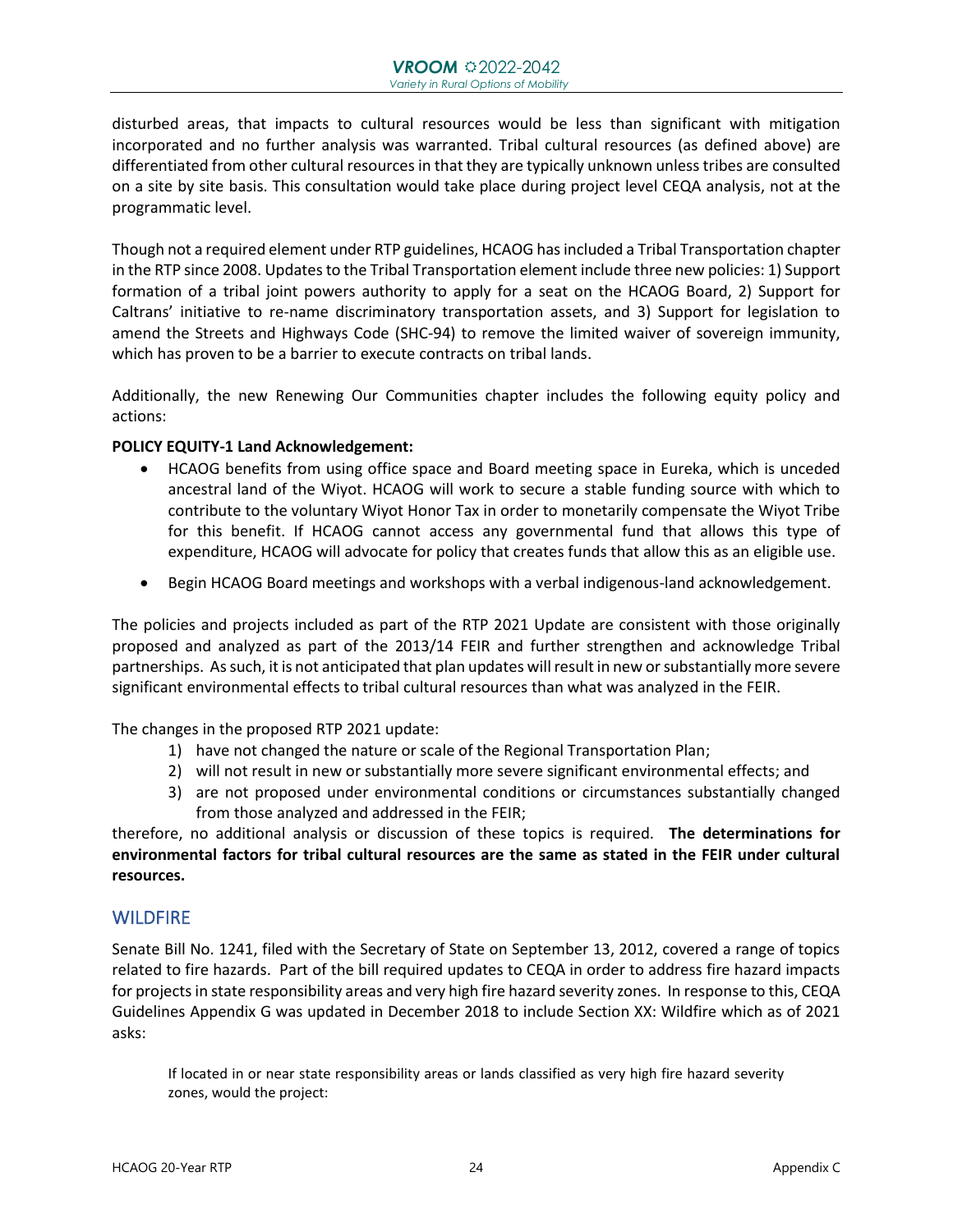disturbed areas, that impacts to cultural resources would be less than significant with mitigation incorporated and no further analysis was warranted. Tribal cultural resources (as defined above) are differentiated from other cultural resources in that they are typically unknown unless tribes are consulted on a site by site basis. This consultation would take place during project level CEQA analysis, not at the programmatic level.

Though not a required element under RTP guidelines, HCAOG has included a Tribal Transportation chapter in the RTP since 2008. Updates to the Tribal Transportation element include three new policies: 1) Support formation of a tribal joint powers authority to apply for a seat on the HCAOG Board, 2) Support for Caltrans' initiative to re-name discriminatory transportation assets, and 3) Support for legislation to amend the Streets and Highways Code (SHC-94) to remove the limited waiver of sovereign immunity, which has proven to be a barrier to execute contracts on tribal lands.

Additionally, the new Renewing Our Communities chapter includes the following equity policy and actions:

**POLICY EQUITY-1 Land Acknowledgement:**

- HCAOG benefits from using office space and Board meeting space in Eureka, which is unceded ancestral land of the Wiyot. HCAOG will work to secure a stable funding source with which to contribute to the voluntary Wiyot Honor Tax in order to monetarily compensate the Wiyot Tribe for this benefit. If HCAOG cannot access any governmental fund that allows this type of expenditure, HCAOG will advocate for policy that creates funds that allow this as an eligible use.
- Begin HCAOG Board meetings and workshops with a verbal indigenous-land acknowledgement.

The policies and projects included as part of the RTP 2021 Update are consistent with those originally proposed and analyzed as part of the 2013/14 FEIR and further strengthen and acknowledge Tribal partnerships. As such, it is not anticipated that plan updates will result in new or substantially more severe significant environmental effects to tribal cultural resources than what was analyzed in the FEIR.

The changes in the proposed RTP 2021 update:

1) have not changed the nature or scale of the Regional Transportation Plan;
2) will not result in new or substantially more severe significant environmental effects; and
3) are not proposed under environmental conditions or circumstances substantially changed from those analyzed and addressed in the FEIR;

therefore, no additional analysis or discussion of these topics is required. **The determinations for environmental factors for tribal cultural resources are the same as stated in the FEIR under cultural resources.**

## WILDFIRE

Senate Bill No. 1241, filed with the Secretary of State on September 13, 2012, covered a range of topics related to fire hazards. Part of the bill required updates to CEQA in order to address fire hazard impacts for projects in state responsibility areas and very high fire hazard severity zones. In response to this, CEQA Guidelines Appendix G was updated in December 2018 to include Section XX: Wildfire which as of 2021 asks:

> If located in or near state responsibility areas or lands classified as very high fire hazard severity zones, would the project: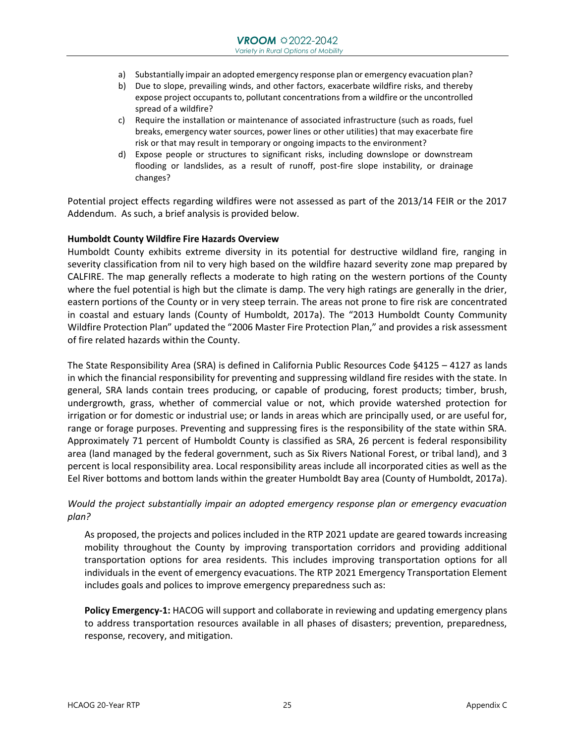a) Substantially impair an adopted emergency response plan or emergency evacuation plan?
b) Due to slope, prevailing winds, and other factors, exacerbate wildfire risks, and thereby expose project occupants to, pollutant concentrations from a wildfire or the uncontrolled spread of a wildfire?
c) Require the installation or maintenance of associated infrastructure (such as roads, fuel breaks, emergency water sources, power lines or other utilities) that may exacerbate fire risk or that may result in temporary or ongoing impacts to the environment?
d) Expose people or structures to significant risks, including downslope or downstream flooding or landslides, as a result of runoff, post-fire slope instability, or drainage changes?

Potential project effects regarding wildfires were not assessed as part of the 2013/14 FEIR or the 2017 Addendum. As such, a brief analysis is provided below.

**Humboldt County Wildfire Fire Hazards Overview**

Humboldt County exhibits extreme diversity in its potential for destructive wildland fire, ranging in severity classification from nil to very high based on the wildfire hazard severity zone map prepared by CALFIRE. The map generally reflects a moderate to high rating on the western portions of the County where the fuel potential is high but the climate is damp. The very high ratings are generally in the drier, eastern portions of the County or in very steep terrain. The areas not prone to fire risk are concentrated in coastal and estuary lands (County of Humboldt, 2017a). The "2013 Humboldt County Community Wildfire Protection Plan" updated the "2006 Master Fire Protection Plan," and provides a risk assessment of fire related hazards within the County.

The State Responsibility Area (SRA) is defined in California Public Resources Code §4125 – 4127 as lands in which the financial responsibility for preventing and suppressing wildland fire resides with the state. In general, SRA lands contain trees producing, or capable of producing, forest products; timber, brush, undergrowth, grass, whether of commercial value or not, which provide watershed protection for irrigation or for domestic or industrial use; or lands in areas which are principally used, or are useful for, range or forage purposes. Preventing and suppressing fires is the responsibility of the state within SRA. Approximately 71 percent of Humboldt County is classified as SRA, 26 percent is federal responsibility area (land managed by the federal government, such as Six Rivers National Forest, or tribal land), and 3 percent is local responsibility area. Local responsibility areas include all incorporated cities as well as the Eel River bottoms and bottom lands within the greater Humboldt Bay area (County of Humboldt, 2017a).

*Would the project substantially impair an adopted emergency response plan or emergency evacuation plan?*

As proposed, the projects and polices included in the RTP 2021 update are geared towards increasing mobility throughout the County by improving transportation corridors and providing additional transportation options for area residents. This includes improving transportation options for all individuals in the event of emergency evacuations. The RTP 2021 Emergency Transportation Element includes goals and polices to improve emergency preparedness such as:

**Policy Emergency-1:** HACOG will support and collaborate in reviewing and updating emergency plans to address transportation resources available in all phases of disasters; prevention, preparedness, response, recovery, and mitigation.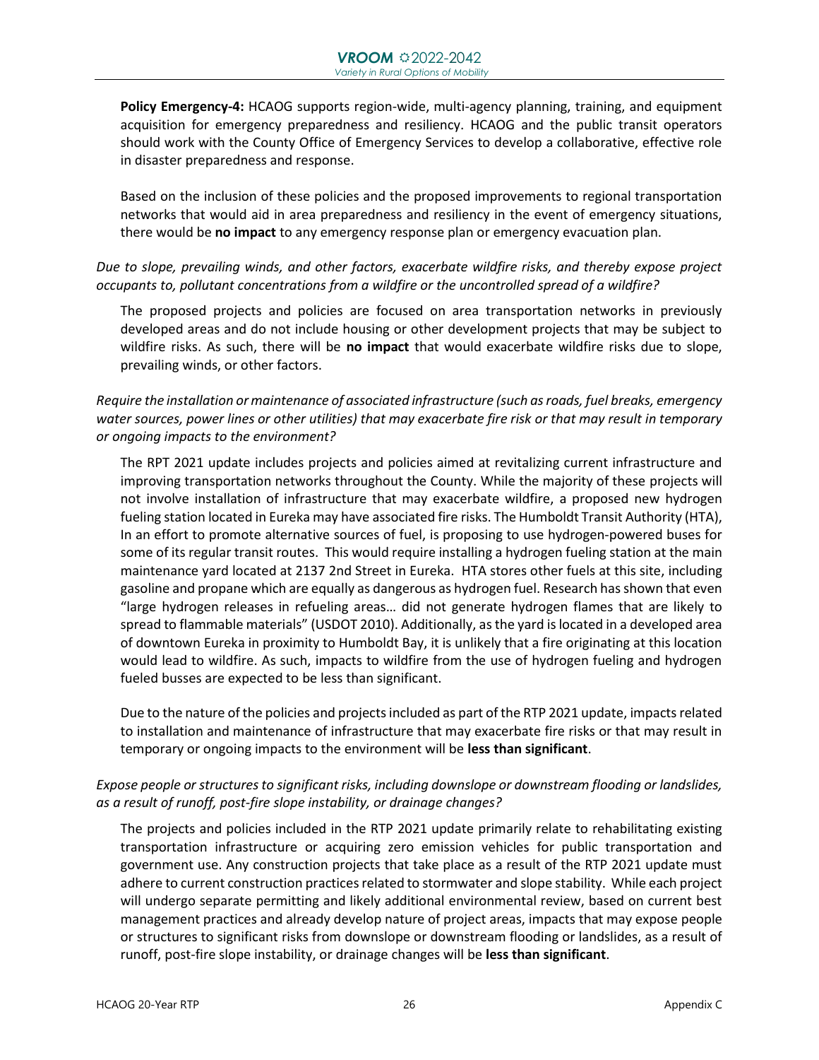**Policy Emergency-4:** HCAOG supports region-wide, multi-agency planning, training, and equipment acquisition for emergency preparedness and resiliency. HCAOG and the public transit operators should work with the County Office of Emergency Services to develop a collaborative, effective role in disaster preparedness and response.

Based on the inclusion of these policies and the proposed improvements to regional transportation networks that would aid in area preparedness and resiliency in the event of emergency situations, there would be **no impact** to any emergency response plan or emergency evacuation plan.

*Due to slope, prevailing winds, and other factors, exacerbate wildfire risks, and thereby expose project occupants to, pollutant concentrations from a wildfire or the uncontrolled spread of a wildfire?*

The proposed projects and policies are focused on area transportation networks in previously developed areas and do not include housing or other development projects that may be subject to wildfire risks. As such, there will be **no impact** that would exacerbate wildfire risks due to slope, prevailing winds, or other factors.

*Require the installation or maintenance of associated infrastructure (such as roads, fuel breaks, emergency water sources, power lines or other utilities) that may exacerbate fire risk or that may result in temporary or ongoing impacts to the environment?*

The RPT 2021 update includes projects and policies aimed at revitalizing current infrastructure and improving transportation networks throughout the County. While the majority of these projects will not involve installation of infrastructure that may exacerbate wildfire, a proposed new hydrogen fueling station located in Eureka may have associated fire risks. The Humboldt Transit Authority (HTA), In an effort to promote alternative sources of fuel, is proposing to use hydrogen-powered buses for some of its regular transit routes. This would require installing a hydrogen fueling station at the main maintenance yard located at 2137 2nd Street in Eureka. HTA stores other fuels at this site, including gasoline and propane which are equally as dangerous as hydrogen fuel. Research has shown that even "large hydrogen releases in refueling areas… did not generate hydrogen flames that are likely to spread to flammable materials" (USDOT 2010). Additionally, as the yard is located in a developed area of downtown Eureka in proximity to Humboldt Bay, it is unlikely that a fire originating at this location would lead to wildfire. As such, impacts to wildfire from the use of hydrogen fueling and hydrogen fueled busses are expected to be less than significant.

Due to the nature of the policies and projects included as part of the RTP 2021 update, impacts related to installation and maintenance of infrastructure that may exacerbate fire risks or that may result in temporary or ongoing impacts to the environment will be **less than significant**.

*Expose people or structures to significant risks, including downslope or downstream flooding or landslides, as a result of runoff, post-fire slope instability, or drainage changes?*

The projects and policies included in the RTP 2021 update primarily relate to rehabilitating existing transportation infrastructure or acquiring zero emission vehicles for public transportation and government use. Any construction projects that take place as a result of the RTP 2021 update must adhere to current construction practices related to stormwater and slope stability. While each project will undergo separate permitting and likely additional environmental review, based on current best management practices and already develop nature of project areas, impacts that may expose people or structures to significant risks from downslope or downstream flooding or landslides, as a result of runoff, post-fire slope instability, or drainage changes will be **less than significant**.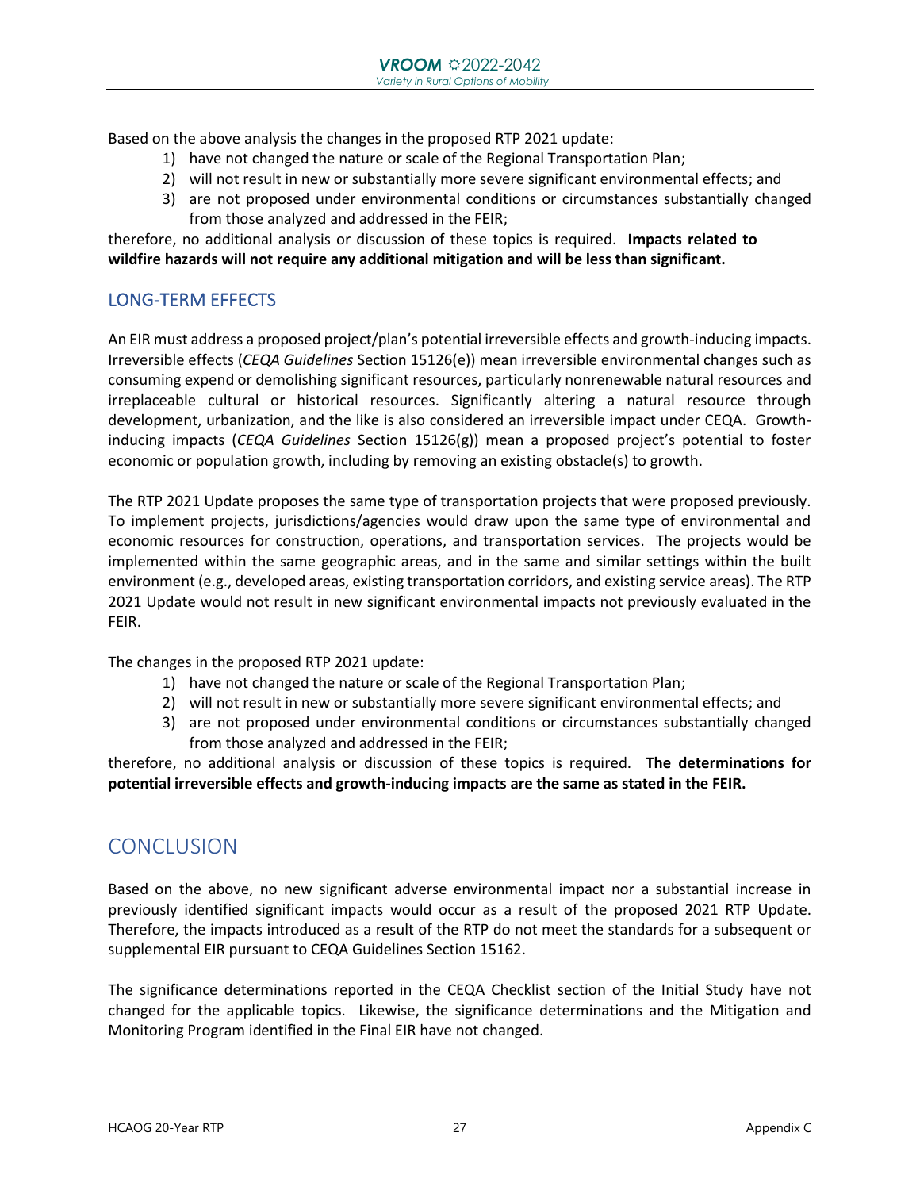Based on the above analysis the changes in the proposed RTP 2021 update:

1) have not changed the nature or scale of the Regional Transportation Plan;
2) will not result in new or substantially more severe significant environmental effects; and
3) are not proposed under environmental conditions or circumstances substantially changed from those analyzed and addressed in the FEIR;

therefore, no additional analysis or discussion of these topics is required. **Impacts related to wildfire hazards will not require any additional mitigation and will be less than significant.**

### LONG-TERM EFFECTS

An EIR must address a proposed project/plan's potential irreversible effects and growth-inducing impacts. Irreversible effects (*CEQA Guidelines* Section 15126(e)) mean irreversible environmental changes such as consuming expend or demolishing significant resources, particularly nonrenewable natural resources and irreplaceable cultural or historical resources. Significantly altering a natural resource through development, urbanization, and the like is also considered an irreversible impact under CEQA. Growth-inducing impacts (*CEQA Guidelines* Section 15126(g)) mean a proposed project's potential to foster economic or population growth, including by removing an existing obstacle(s) to growth.

The RTP 2021 Update proposes the same type of transportation projects that were proposed previously. To implement projects, jurisdictions/agencies would draw upon the same type of environmental and economic resources for construction, operations, and transportation services. The projects would be implemented within the same geographic areas, and in the same and similar settings within the built environment (e.g., developed areas, existing transportation corridors, and existing service areas). The RTP 2021 Update would not result in new significant environmental impacts not previously evaluated in the FEIR.

The changes in the proposed RTP 2021 update:

1) have not changed the nature or scale of the Regional Transportation Plan;
2) will not result in new or substantially more severe significant environmental effects; and
3) are not proposed under environmental conditions or circumstances substantially changed from those analyzed and addressed in the FEIR;

therefore, no additional analysis or discussion of these topics is required. **The determinations for potential irreversible effects and growth-inducing impacts are the same as stated in the FEIR.**

## CONCLUSION

Based on the above, no new significant adverse environmental impact nor a substantial increase in previously identified significant impacts would occur as a result of the proposed 2021 RTP Update. Therefore, the impacts introduced as a result of the RTP do not meet the standards for a subsequent or supplemental EIR pursuant to CEQA Guidelines Section 15162.

The significance determinations reported in the CEQA Checklist section of the Initial Study have not changed for the applicable topics. Likewise, the significance determinations and the Mitigation and Monitoring Program identified in the Final EIR have not changed.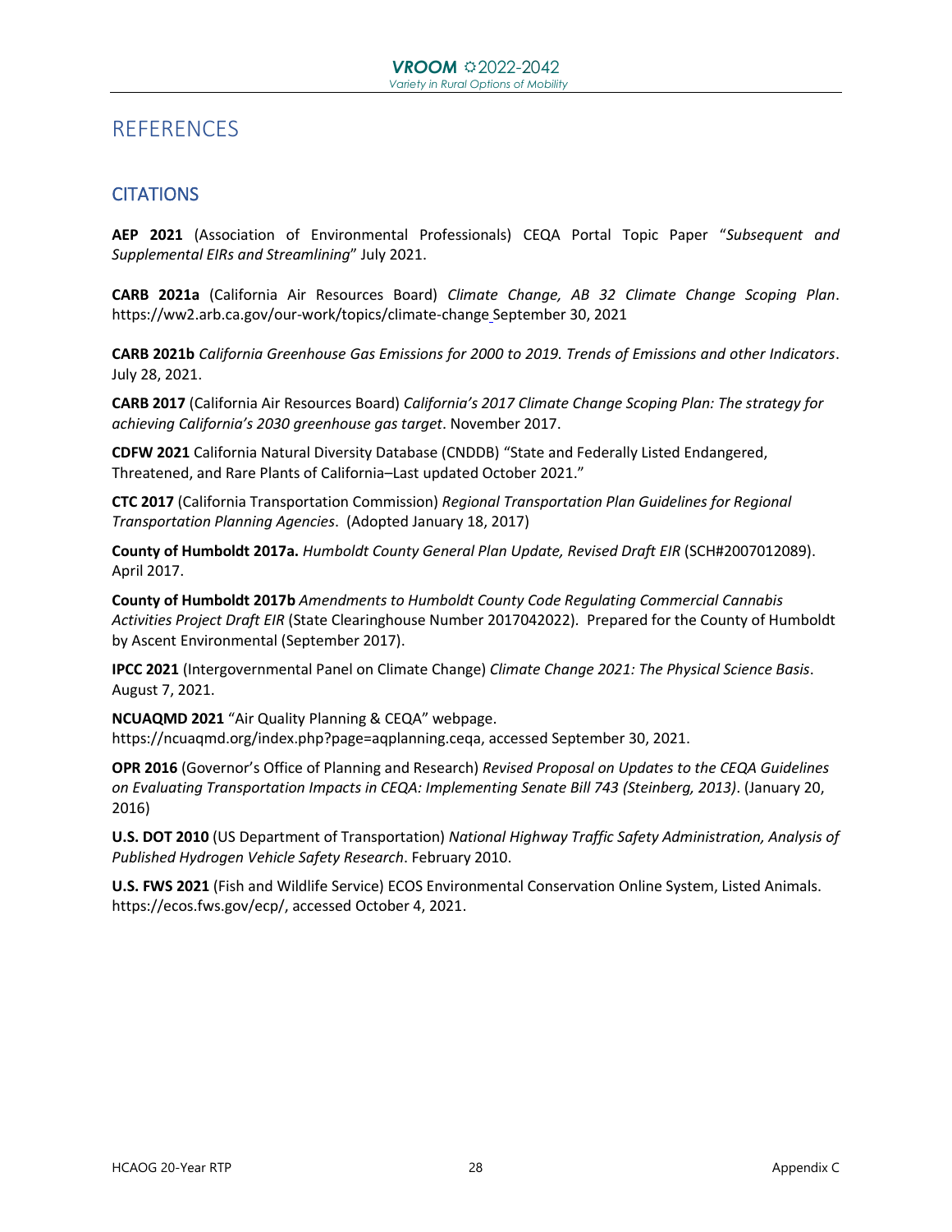# REFERENCES

## CITATIONS

**AEP 2021** (Association of Environmental Professionals) CEQA Portal Topic Paper "*Subsequent and Supplemental EIRs and Streamlining*" July 2021.

**CARB 2021a** (California Air Resources Board) *Climate Change, AB 32 Climate Change Scoping Plan*. https://ww2.arb.ca.gov/our-work/topics/climate-change September 30, 2021

**CARB 2021b** *California Greenhouse Gas Emissions for 2000 to 2019. Trends of Emissions and other Indicators*. July 28, 2021.

**CARB 2017** (California Air Resources Board) *California's 2017 Climate Change Scoping Plan: The strategy for achieving California's 2030 greenhouse gas target*. November 2017.

**CDFW 2021** California Natural Diversity Database (CNDDB) "State and Federally Listed Endangered, Threatened, and Rare Plants of California–Last updated October 2021."

**CTC 2017** (California Transportation Commission) *Regional Transportation Plan Guidelines for Regional Transportation Planning Agencies*. (Adopted January 18, 2017)

**County of Humboldt 2017a.** *Humboldt County General Plan Update, Revised Draft EIR* (SCH#2007012089). April 2017.

**County of Humboldt 2017b** *Amendments to Humboldt County Code Regulating Commercial Cannabis Activities Project Draft EIR* (State Clearinghouse Number 2017042022). Prepared for the County of Humboldt by Ascent Environmental (September 2017).

**IPCC 2021** (Intergovernmental Panel on Climate Change) *Climate Change 2021: The Physical Science Basis*. August 7, 2021.

**NCUAQMD 2021** "Air Quality Planning & CEQA" webpage. https://ncuaqmd.org/index.php?page=aqplanning.ceqa, accessed September 30, 2021.

**OPR 2016** (Governor's Office of Planning and Research) *Revised Proposal on Updates to the CEQA Guidelines on Evaluating Transportation Impacts in CEQA: Implementing Senate Bill 743 (Steinberg, 2013)*. (January 20, 2016)

**U.S. DOT 2010** (US Department of Transportation) *National Highway Traffic Safety Administration, Analysis of Published Hydrogen Vehicle Safety Research*. February 2010.

**U.S. FWS 2021** (Fish and Wildlife Service) ECOS Environmental Conservation Online System, Listed Animals. https://ecos.fws.gov/ecp/, accessed October 4, 2021.